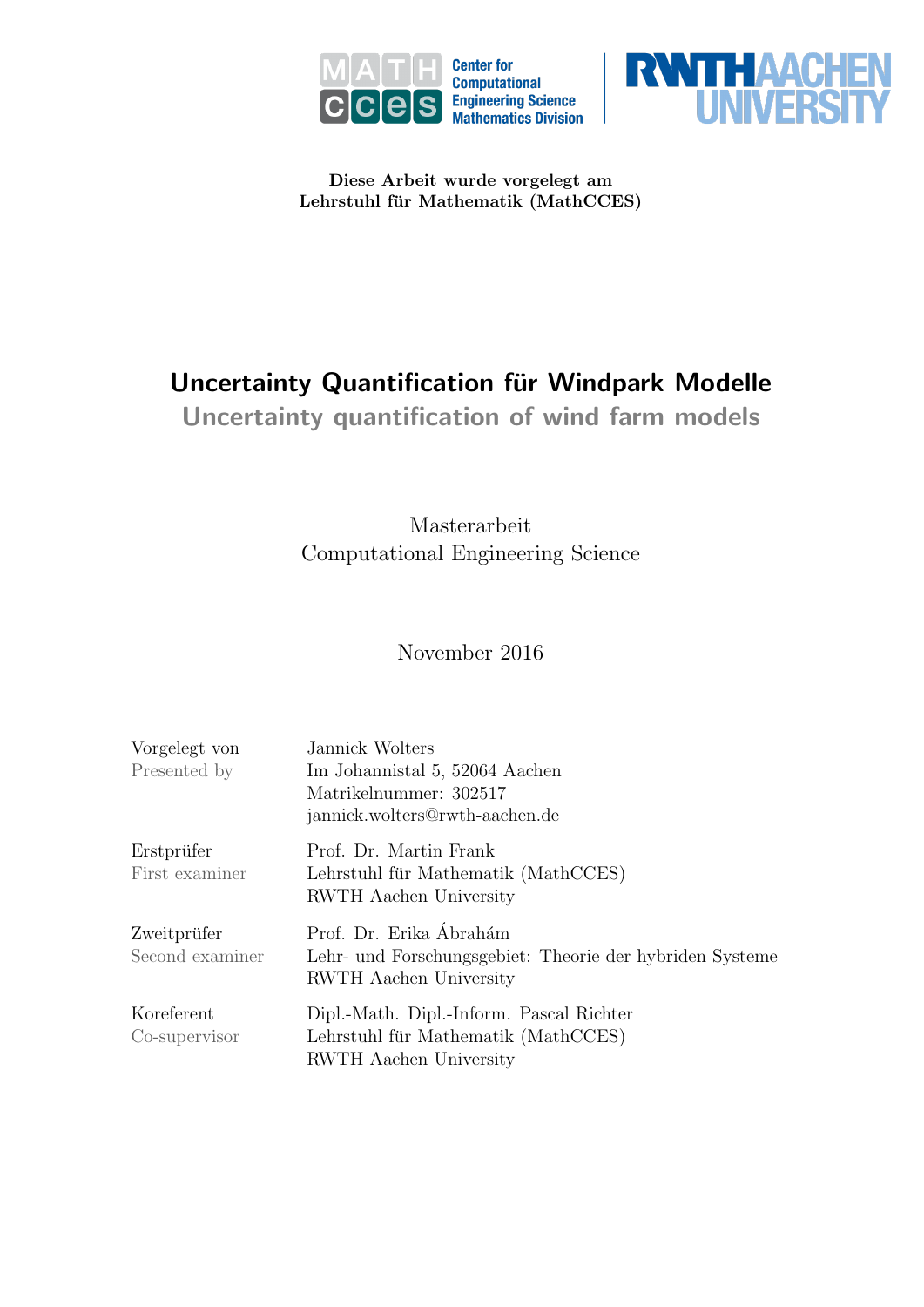Center for Computational Engineering Science Mathematics Division

RWTH AACHEN UNIVERSITY

**Diese Arbeit wurde vorgelegt am**
**Lehrstuhl für Mathematik (MathCCES)**

# Uncertainty Quantification für Windpark Modelle

## Uncertainty quantification of wind farm models

Masterarbeit
Computational Engineering Science

November 2016

| | |
|---|---|
| Vorgelegt von<br>Presented by | Jannick Wolters<br>Im Johannistal 5, 52064 Aachen<br>Matrikelnummer: 302517<br>jannick.wolters@rwth-aachen.de |
| Erstprüfer<br>First examiner | Prof. Dr. Martin Frank<br>Lehrstuhl für Mathematik (MathCCES)<br>RWTH Aachen University |
| Zweitprüfer<br>Second examiner | Prof. Dr. Erika Ábrahám<br>Lehr- und Forschungsgebiet: Theorie der hybriden Systeme<br>RWTH Aachen University |
| Koreferent<br>Co-supervisor | Dipl.-Math. Dipl.-Inform. Pascal Richter<br>Lehrstuhl für Mathematik (MathCCES)<br>RWTH Aachen University |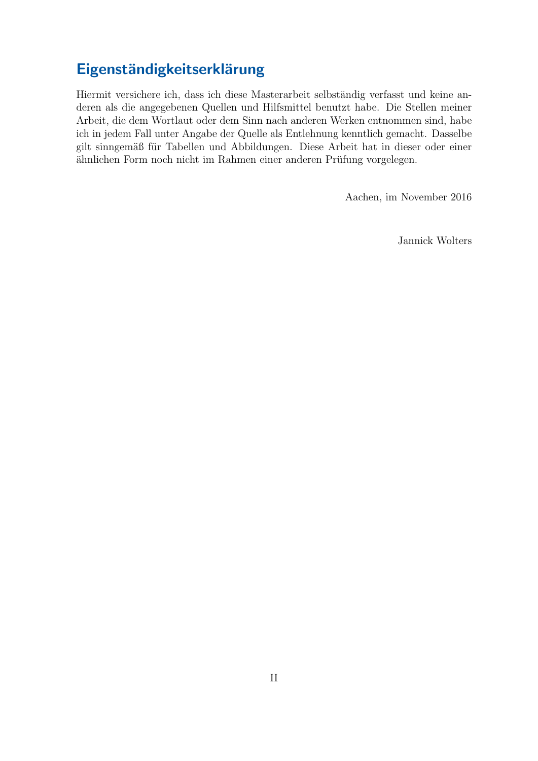# Eigenständigkeitserklärung

Hiermit versichere ich, dass ich diese Masterarbeit selbständig verfasst und keine anderen als die angegebenen Quellen und Hilfsmittel benutzt habe. Die Stellen meiner Arbeit, die dem Wortlaut oder dem Sinn nach anderen Werken entnommen sind, habe ich in jedem Fall unter Angabe der Quelle als Entlehnung kenntlich gemacht. Dasselbe gilt sinngemäß für Tabellen und Abbildungen. Diese Arbeit hat in dieser oder einer ähnlichen Form noch nicht im Rahmen einer anderen Prüfung vorgelegen.

Aachen, im November 2016

Jannick Wolters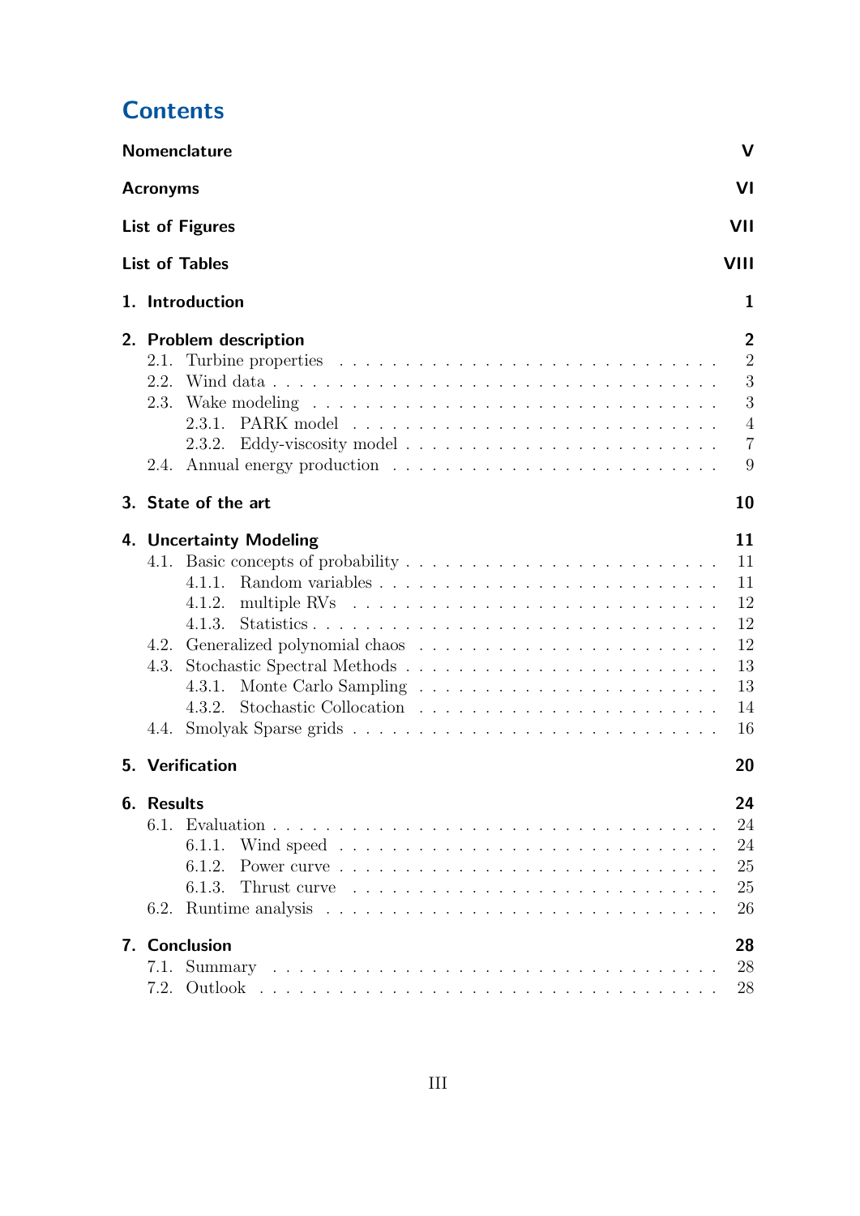# Contents

| | |
|---|---|
| **Nomenclature** | **V** |
| **Acronyms** | **VI** |
| **List of Figures** | **VII** |
| **List of Tables** | **VIII** |
| **1. Introduction** | **1** |
| **2. Problem description** | **2** |
| 2.1. Turbine properties | 2 |
| 2.2. Wind data | 3 |
| 2.3. Wake modeling | 3 |
| 2.3.1. PARK model | 4 |
| 2.3.2. Eddy-viscosity model | 7 |
| 2.4. Annual energy production | 9 |
| **3. State of the art** | **10** |
| **4. Uncertainty Modeling** | **11** |
| 4.1. Basic concepts of probability | 11 |
| 4.1.1. Random variables | 11 |
| 4.1.2. multiple RVs | 12 |
| 4.1.3. Statistics | 12 |
| 4.2. Generalized polynomial chaos | 12 |
| 4.3. Stochastic Spectral Methods | 13 |
| 4.3.1. Monte Carlo Sampling | 13 |
| 4.3.2. Stochastic Collocation | 14 |
| 4.4. Smolyak Sparse grids | 16 |
| **5. Verification** | **20** |
| **6. Results** | **24** |
| 6.1. Evaluation | 24 |
| 6.1.1. Wind speed | 24 |
| 6.1.2. Power curve | 25 |
| 6.1.3. Thrust curve | 25 |
| 6.2. Runtime analysis | 26 |
| **7. Conclusion** | **28** |
| 7.1. Summary | 28 |
| 7.2. Outlook | 28 |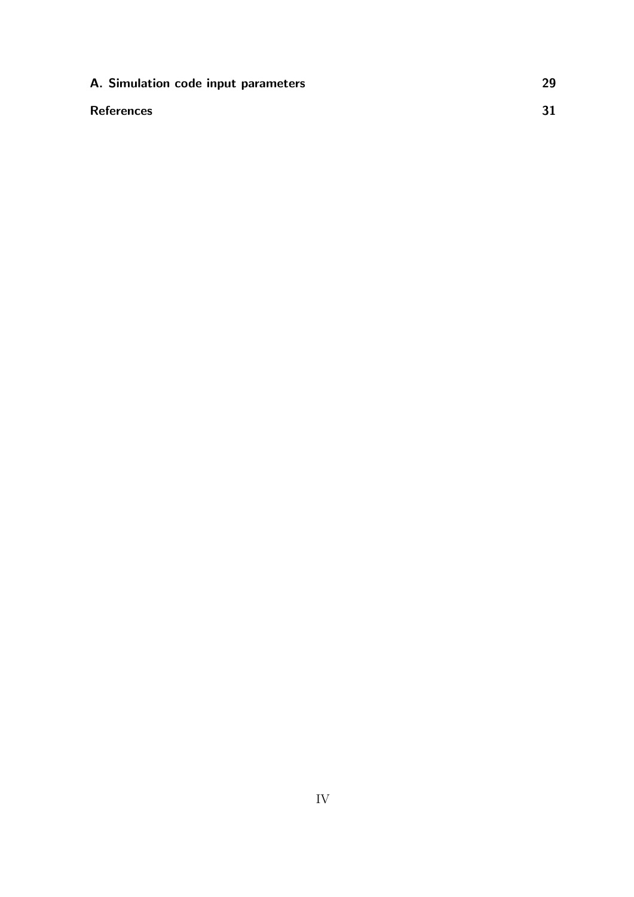**A. Simulation code input parameters** **29**

**References** **31**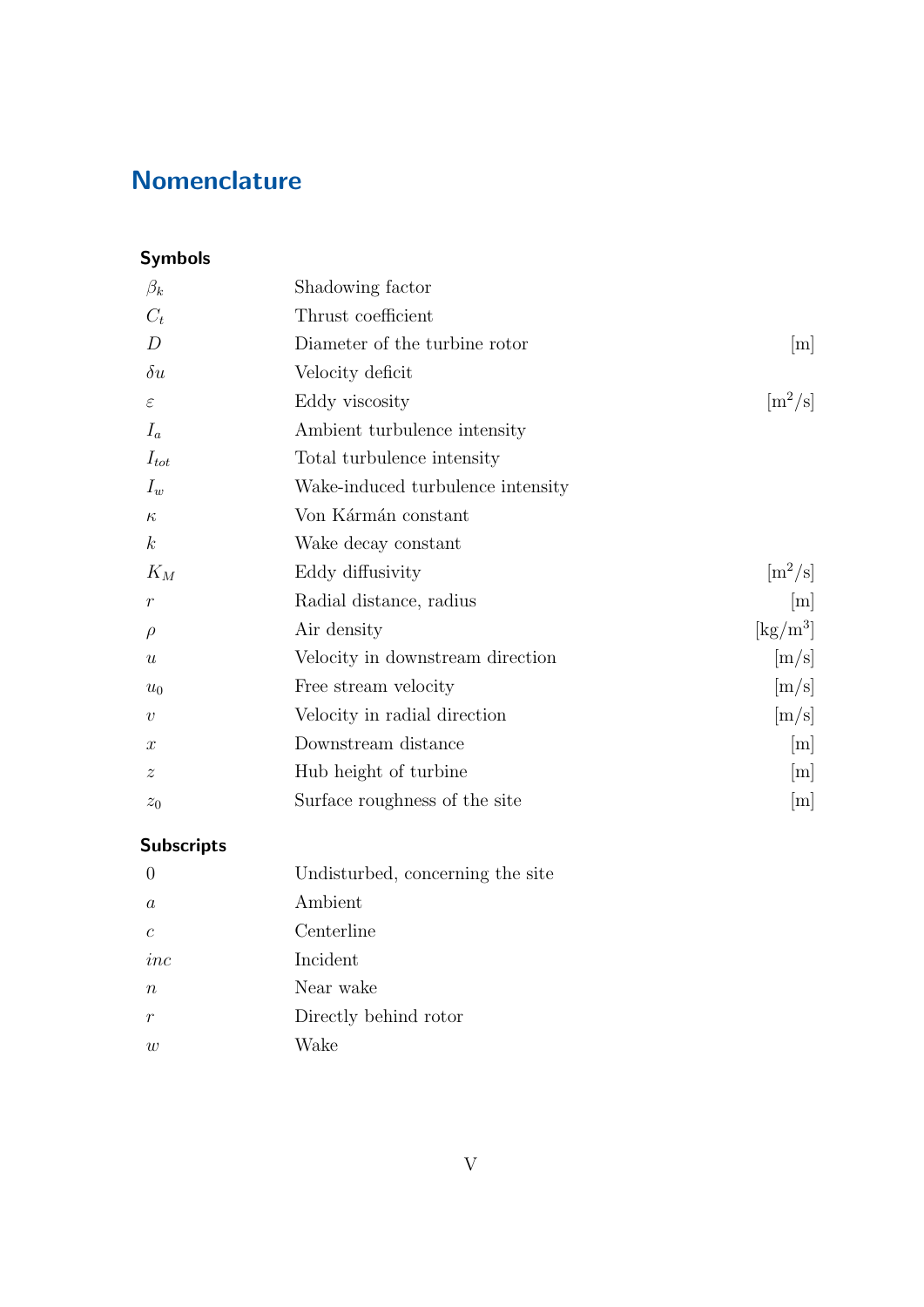# Nomenclature

## Symbols

| Symbol | Description | Unit |
|---|---|---|
| $\beta_k$ | Shadowing factor | |
| $C_t$ | Thrust coefficient | |
| $D$ | Diameter of the turbine rotor | [m] |
| $\delta u$ | Velocity deficit | |
| $\varepsilon$ | Eddy viscosity | [m$^2$/s] |
| $I_a$ | Ambient turbulence intensity | |
| $I_{tot}$ | Total turbulence intensity | |
| $I_w$ | Wake-induced turbulence intensity | |
| $\kappa$ | Von Kármán constant | |
| $k$ | Wake decay constant | |
| $K_M$ | Eddy diffusivity | [m$^2$/s] |
| $r$ | Radial distance, radius | [m] |
| $\rho$ | Air density | [kg/m$^3$] |
| $u$ | Velocity in downstream direction | [m/s] |
| $u_0$ | Free stream velocity | [m/s] |
| $v$ | Velocity in radial direction | [m/s] |
| $x$ | Downstream distance | [m] |
| $z$ | Hub height of turbine | [m] |
| $z_0$ | Surface roughness of the site | [m] |

## Subscripts

| Subscript | Description |
|---|---|
| $0$ | Undisturbed, concerning the site |
| $a$ | Ambient |
| $c$ | Centerline |
| $inc$ | Incident |
| $n$ | Near wake |
| $r$ | Directly behind rotor |
| $w$ | Wake |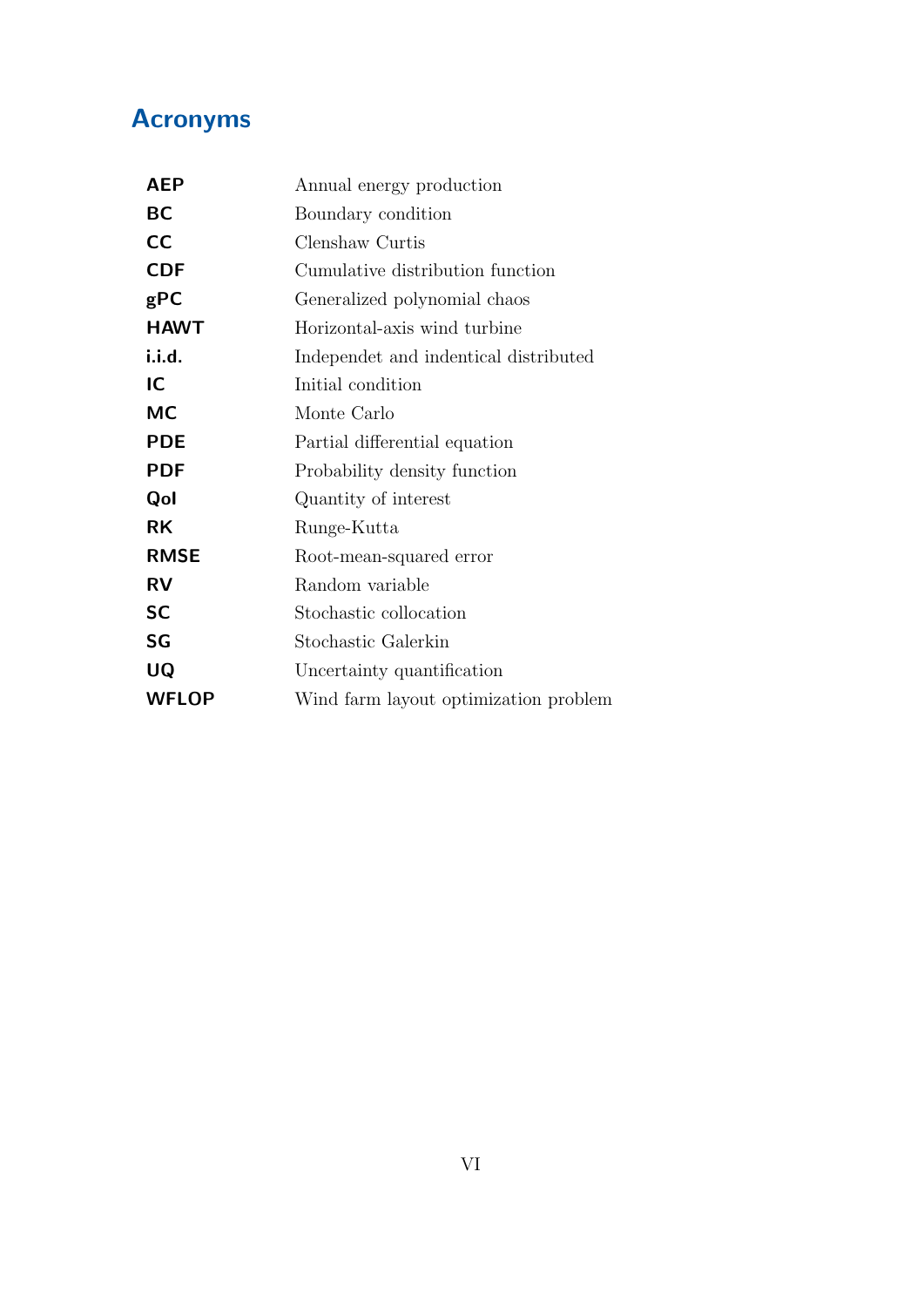# Acronyms

| | |
|---|---|
| **AEP** | Annual energy production |
| **BC** | Boundary condition |
| **CC** | Clenshaw Curtis |
| **CDF** | Cumulative distribution function |
| **gPC** | Generalized polynomial chaos |
| **HAWT** | Horizontal-axis wind turbine |
| **i.i.d.** | Independet and indentical distributed |
| **IC** | Initial condition |
| **MC** | Monte Carlo |
| **PDE** | Partial differential equation |
| **PDF** | Probability density function |
| **QoI** | Quantity of interest |
| **RK** | Runge-Kutta |
| **RMSE** | Root-mean-squared error |
| **RV** | Random variable |
| **SC** | Stochastic collocation |
| **SG** | Stochastic Galerkin |
| **UQ** | Uncertainty quantification |
| **WFLOP** | Wind farm layout optimization problem |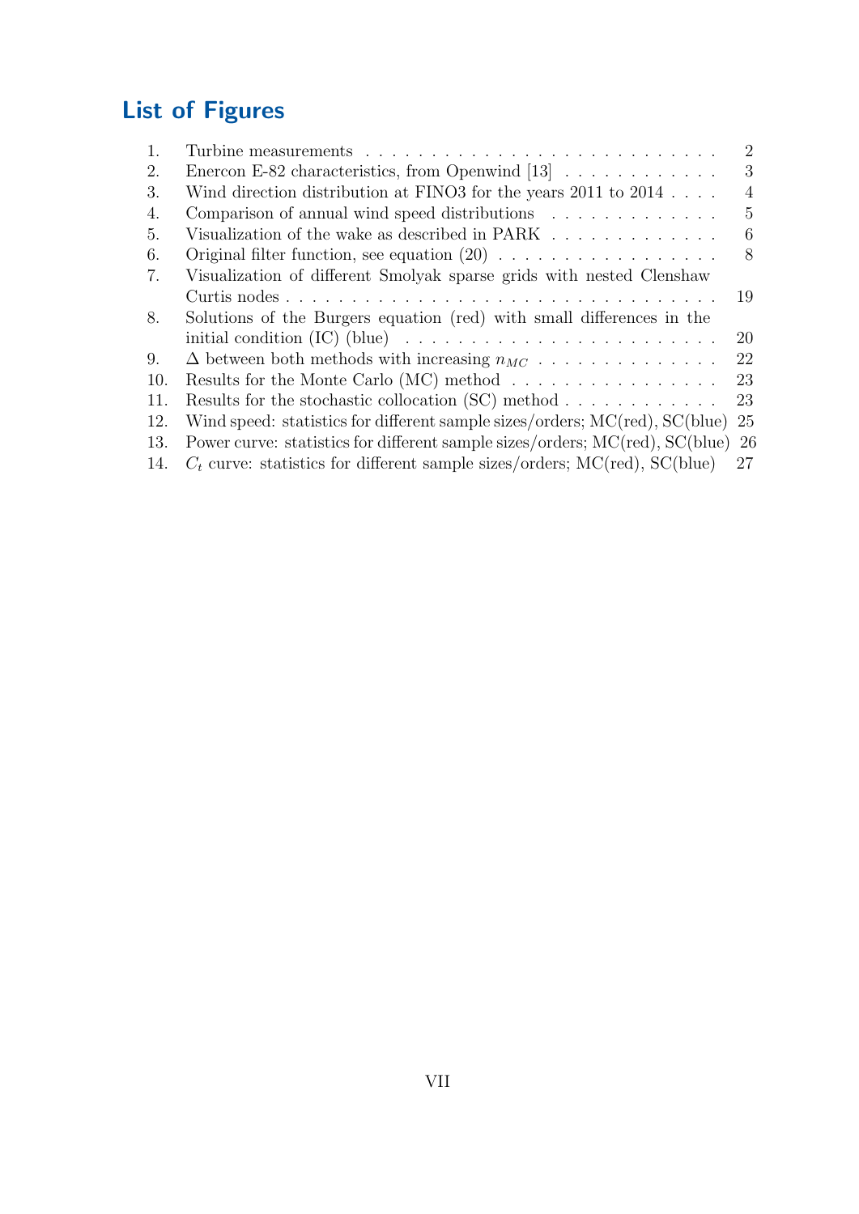# List of Figures

1. Turbine measurements . . . . . . . . . . . . . . . . . . . . . . . . . . . 2
2. Enercon E-82 characteristics, from Openwind [13] . . . . . . . . . . . . 3
3. Wind direction distribution at FINO3 for the years 2011 to 2014 . . . . 4
4. Comparison of annual wind speed distributions . . . . . . . . . . . . . 5
5. Visualization of the wake as described in PARK . . . . . . . . . . . . . 6
6. Original filter function, see equation (20) . . . . . . . . . . . . . . . . . 8
7. Visualization of different Smolyak sparse grids with nested Clenshaw Curtis nodes . . . . . . . . . . . . . . . . . . . . . . . . . . . . . . . . 19
8. Solutions of the Burgers equation (red) with small differences in the initial condition (IC) (blue) . . . . . . . . . . . . . . . . . . . . . . . . 20
9. $\Delta$ between both methods with increasing $n_{MC}$ . . . . . . . . . . . . . . 22
10. Results for the Monte Carlo (MC) method . . . . . . . . . . . . . . . . 23
11. Results for the stochastic collocation (SC) method . . . . . . . . . . . . 23
12. Wind speed: statistics for different sample sizes/orders; MC(red), SC(blue) 25
13. Power curve: statistics for different sample sizes/orders; MC(red), SC(blue) 26
14. $C_t$ curve: statistics for different sample sizes/orders; MC(red), SC(blue) 27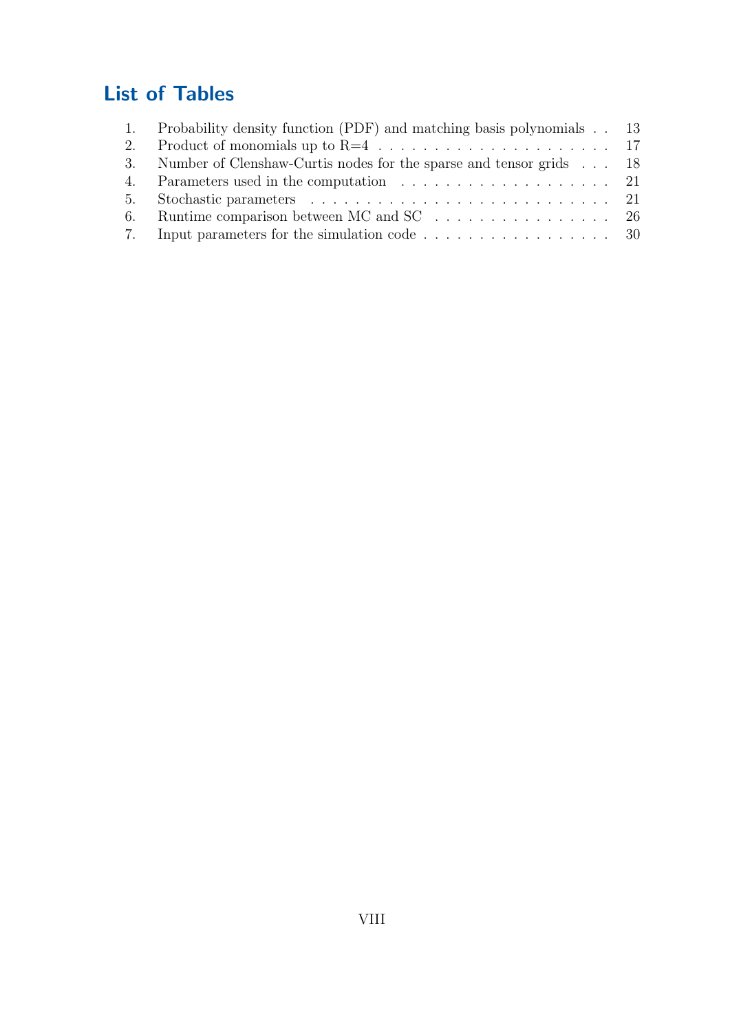# List of Tables

1. Probability density function (PDF) and matching basis polynomials . . 13
2. Product of monomials up to R=4 . . . . . . . . . . . . . . . . . . . . . 17
3. Number of Clenshaw-Curtis nodes for the sparse and tensor grids . . . 18
4. Parameters used in the computation . . . . . . . . . . . . . . . . . . . 21
5. Stochastic parameters . . . . . . . . . . . . . . . . . . . . . . . . . . . 21
6. Runtime comparison between MC and SC . . . . . . . . . . . . . . . . 26
7. Input parameters for the simulation code . . . . . . . . . . . . . . . . . 30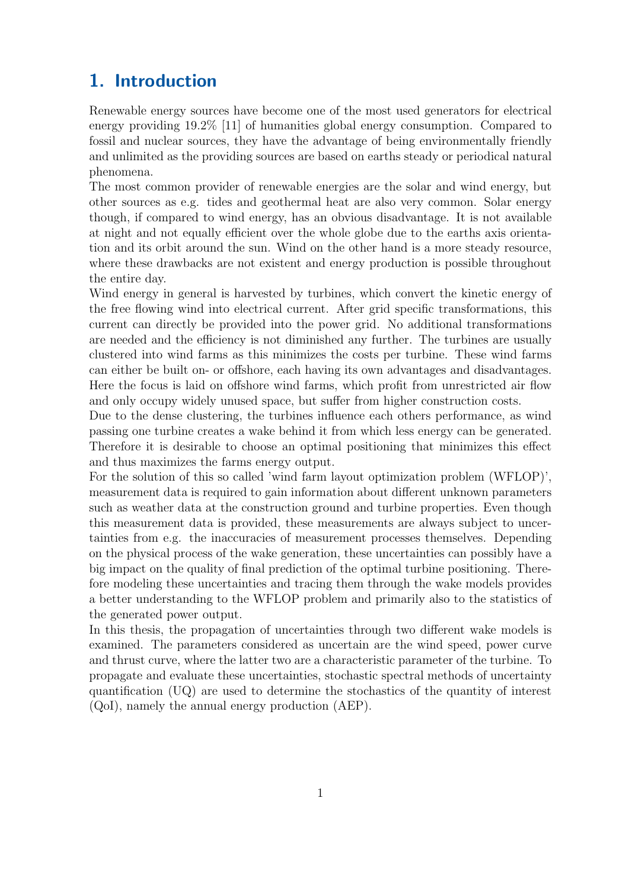# 1. Introduction

Renewable energy sources have become one of the most used generators for electrical energy providing 19.2% [11] of humanities global energy consumption. Compared to fossil and nuclear sources, they have the advantage of being environmentally friendly and unlimited as the providing sources are based on earths steady or periodical natural phenomena.

The most common provider of renewable energies are the solar and wind energy, but other sources as e.g. tides and geothermal heat are also very common. Solar energy though, if compared to wind energy, has an obvious disadvantage. It is not available at night and not equally efficient over the whole globe due to the earths axis orientation and its orbit around the sun. Wind on the other hand is a more steady resource, where these drawbacks are not existent and energy production is possible throughout the entire day.

Wind energy in general is harvested by turbines, which convert the kinetic energy of the free flowing wind into electrical current. After grid specific transformations, this current can directly be provided into the power grid. No additional transformations are needed and the efficiency is not diminished any further. The turbines are usually clustered into wind farms as this minimizes the costs per turbine. These wind farms can either be built on- or offshore, each having its own advantages and disadvantages. Here the focus is laid on offshore wind farms, which profit from unrestricted air flow and only occupy widely unused space, but suffer from higher construction costs.

Due to the dense clustering, the turbines influence each others performance, as wind passing one turbine creates a wake behind it from which less energy can be generated. Therefore it is desirable to choose an optimal positioning that minimizes this effect and thus maximizes the farms energy output.

For the solution of this so called 'wind farm layout optimization problem (WFLOP)', measurement data is required to gain information about different unknown parameters such as weather data at the construction ground and turbine properties. Even though this measurement data is provided, these measurements are always subject to uncertainties from e.g. the inaccuracies of measurement processes themselves. Depending on the physical process of the wake generation, these uncertainties can possibly have a big impact on the quality of final prediction of the optimal turbine positioning. Therefore modeling these uncertainties and tracing them through the wake models provides a better understanding to the WFLOP problem and primarily also to the statistics of the generated power output.

In this thesis, the propagation of uncertainties through two different wake models is examined. The parameters considered as uncertain are the wind speed, power curve and thrust curve, where the latter two are a characteristic parameter of the turbine. To propagate and evaluate these uncertainties, stochastic spectral methods of uncertainty quantification (UQ) are used to determine the stochastics of the quantity of interest (QoI), namely the annual energy production (AEP).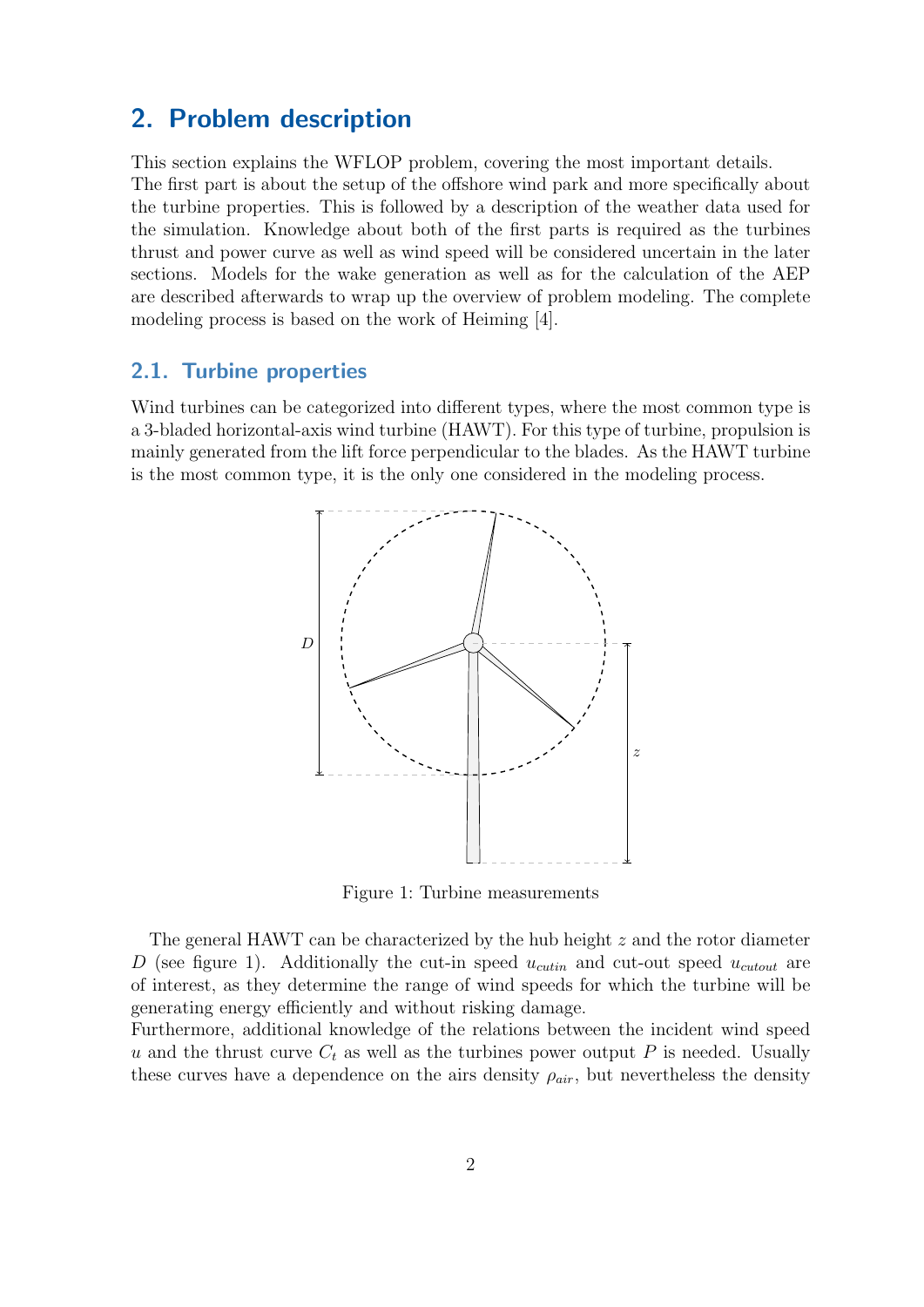# 2. Problem description

This section explains the WFLOP problem, covering the most important details.
The first part is about the setup of the offshore wind park and more specifically about the turbine properties. This is followed by a description of the weather data used for the simulation. Knowledge about both of the first parts is required as the turbines thrust and power curve as well as wind speed will be considered uncertain in the later sections. Models for the wake generation as well as for the calculation of the AEP are described afterwards to wrap up the overview of problem modeling. The complete modeling process is based on the work of Heiming [4].

## 2.1. Turbine properties

Wind turbines can be categorized into different types, where the most common type is a 3-bladed horizontal-axis wind turbine (HAWT). For this type of turbine, propulsion is mainly generated from the lift force perpendicular to the blades. As the HAWT turbine is the most common type, it is the only one considered in the modeling process.

Figure 1: Turbine measurements

The general HAWT can be characterized by the hub height $z$ and the rotor diameter $D$ (see figure 1). Additionally the cut-in speed $u_{cutin}$ and cut-out speed $u_{cutout}$ are of interest, as they determine the range of wind speeds for which the turbine will be generating energy efficiently and without risking damage.
Furthermore, additional knowledge of the relations between the incident wind speed $u$ and the thrust curve $C_t$ as well as the turbines power output $P$ is needed. Usually these curves have a dependence on the airs density $\rho_{air}$, but nevertheless the density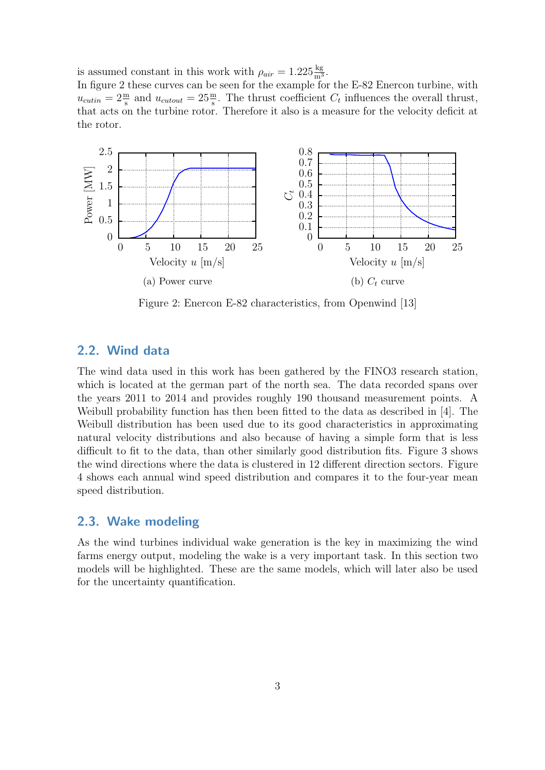is assumed constant in this work with $\rho_{air} = 1.225 \frac{\text{kg}}{\text{m}^3}$.
In figure 2 these curves can be seen for the example for the E-82 Enercon turbine, with $u_{cutin} = 2 \frac{\text{m}}{\text{s}}$ and $u_{cutout} = 25 \frac{\text{m}}{\text{s}}$. The thrust coefficient $C_t$ influences the overall thrust, that acts on the turbine rotor. Therefore it also is a measure for the velocity deficit at the rotor.

(a) Power curve

(b) $C_t$ curve

Figure 2: Enercon E-82 characteristics, from Openwind [13]

## 2.2. Wind data

The wind data used in this work has been gathered by the FINO3 research station, which is located at the german part of the north sea. The data recorded spans over the years 2011 to 2014 and provides roughly 190 thousand measurement points. A Weibull probability function has then been fitted to the data as described in [4]. The Weibull distribution has been used due to its good characteristics in approximating natural velocity distributions and also because of having a simple form that is less difficult to fit to the data, than other similarly good distribution fits. Figure 3 shows the wind directions where the data is clustered in 12 different direction sectors. Figure 4 shows each annual wind speed distribution and compares it to the four-year mean speed distribution.

## 2.3. Wake modeling

As the wind turbines individual wake generation is the key in maximizing the wind farms energy output, modeling the wake is a very important task. In this section two models will be highlighted. These are the same models, which will later also be used for the uncertainty quantification.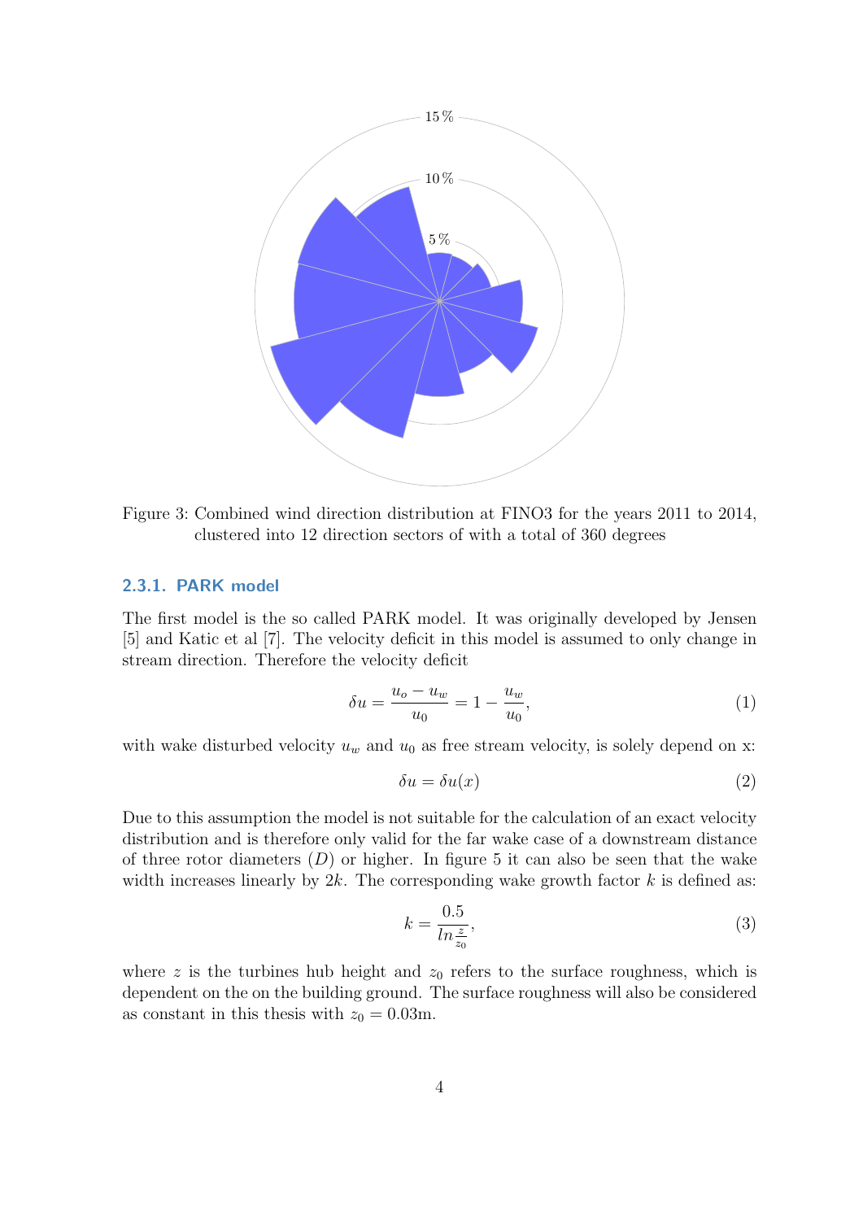Figure 3: Combined wind direction distribution at FINO3 for the years 2011 to 2014, clustered into 12 direction sectors of with a total of 360 degrees

### 2.3.1. PARK model

The first model is the so called PARK model. It was originally developed by Jensen [5] and Katic et al [7]. The velocity deficit in this model is assumed to only change in stream direction. Therefore the velocity deficit

$$\delta u = \frac{u_o - u_w}{u_0} = 1 - \frac{u_w}{u_0}, \tag{1}$$

with wake disturbed velocity $u_w$ and $u_0$ as free stream velocity, is solely depend on x:

$$\delta u = \delta u(x) \tag{2}$$

Due to this assumption the model is not suitable for the calculation of an exact velocity distribution and is therefore only valid for the far wake case of a downstream distance of three rotor diameters ($D$) or higher. In figure 5 it can also be seen that the wake width increases linearly by $2k$. The corresponding wake growth factor $k$ is defined as:

$$k = \frac{0.5}{ln \frac{z}{z_0}}, \tag{3}$$

where $z$ is the turbines hub height and $z_0$ refers to the surface roughness, which is dependent on the on the building ground. The surface roughness will also be considered as constant in this thesis with $z_0 = 0.03$m.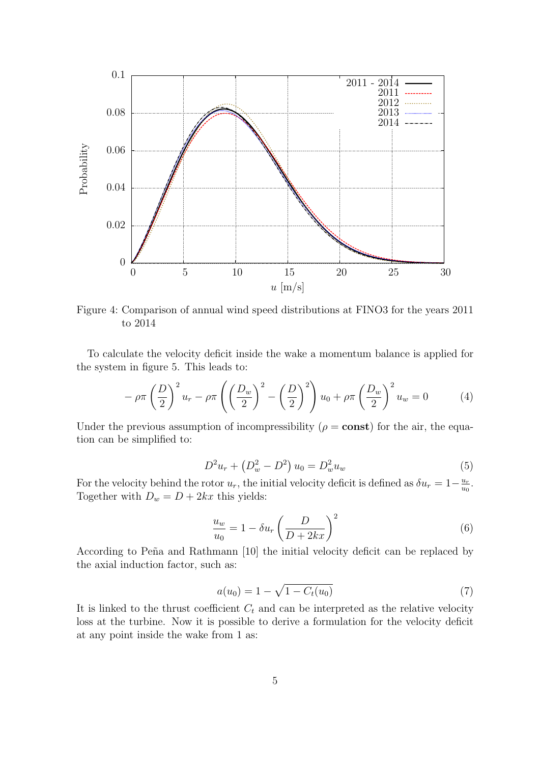Figure 4: Comparison of annual wind speed distributions at FINO3 for the years 2011 to 2014

To calculate the velocity deficit inside the wake a momentum balance is applied for the system in figure 5. This leads to:

$$-\rho\pi\left(\frac{D}{2}\right)^2 u_r - \rho\pi\left(\left(\frac{D_w}{2}\right)^2 - \left(\frac{D}{2}\right)^2\right) u_0 + \rho\pi\left(\frac{D_w}{2}\right)^2 u_w = 0 \tag{4}$$

Under the previous assumption of incompressibility ($\rho = \mathbf{const}$) for the air, the equation can be simplified to:

$$D^2 u_r + \left(D_w^2 - D^2\right) u_0 = D_w^2 u_w \tag{5}$$

For the velocity behind the rotor $u_r$, the initial velocity deficit is defined as $\delta u_r = 1 - \frac{u_r}{u_0}$. Together with $D_w = D + 2kx$ this yields:

$$\frac{u_w}{u_0} = 1 - \delta u_r \left(\frac{D}{D + 2kx}\right)^2 \tag{6}$$

According to Peña and Rathmann [10] the initial velocity deficit can be replaced by the axial induction factor, such as:

$$a(u_0) = 1 - \sqrt{1 - C_t(u_0)} \tag{7}$$

It is linked to the thrust coefficient $C_t$ and can be interpreted as the relative velocity loss at the turbine. Now it is possible to derive a formulation for the velocity deficit at any point inside the wake from 1 as: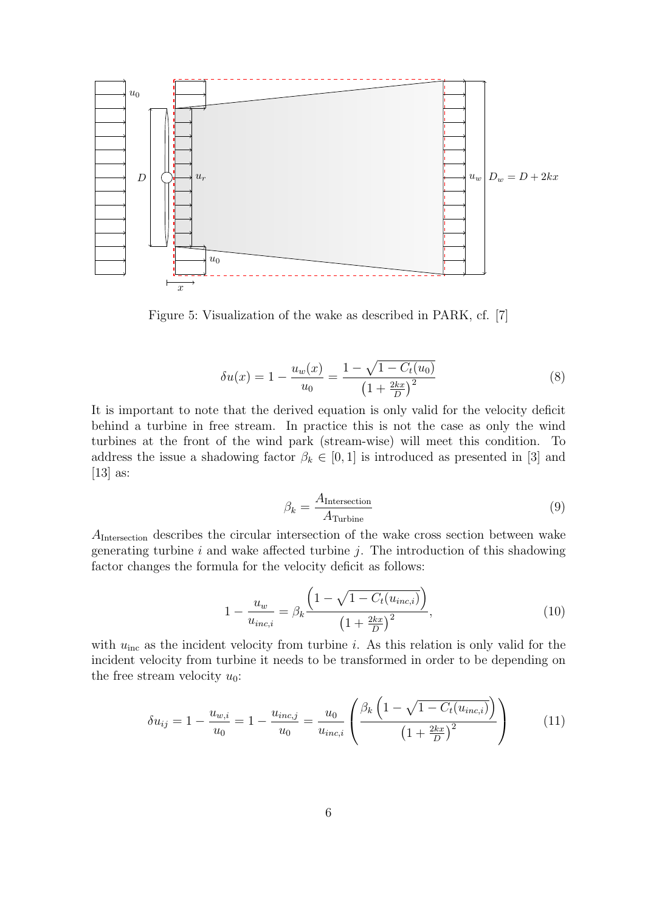Figure 5: Visualization of the wake as described in PARK, cf. [7]

$$\delta u(x) = 1 - \frac{u_w(x)}{u_0} = \frac{1 - \sqrt{1 - C_t(u_0)}}{\left(1 + \frac{2kx}{D}\right)^2} \tag{8}$$

It is important to note that the derived equation is only valid for the velocity deficit behind a turbine in free stream. In practice this is not the case as only the wind turbines at the front of the wind park (stream-wise) will meet this condition. To address the issue a shadowing factor $\beta_k \in [0, 1]$ is introduced as presented in [3] and [13] as:

$$\beta_k = \frac{A_{\text{Intersection}}}{A_{\text{Turbine}}} \tag{9}$$

$A_{\text{Intersection}}$ describes the circular intersection of the wake cross section between wake generating turbine $i$ and wake affected turbine $j$. The introduction of this shadowing factor changes the formula for the velocity deficit as follows:

$$1 - \frac{u_w}{u_{inc,i}} = \beta_k \frac{\left(1 - \sqrt{1 - C_t(u_{inc,i})}\right)}{\left(1 + \frac{2kx}{D}\right)^2}, \tag{10}$$

with $u_{\text{inc}}$ as the incident velocity from turbine $i$. As this relation is only valid for the incident velocity from turbine it needs to be transformed in order to be depending on the free stream velocity $u_0$:

$$\delta u_{ij} = 1 - \frac{u_{w,i}}{u_0} = 1 - \frac{u_{inc,j}}{u_0} = \frac{u_0}{u_{inc,i}} \left( \frac{\beta_k \left(1 - \sqrt{1 - C_t(u_{inc,i})}\right)}{\left(1 + \frac{2kx}{D}\right)^2} \right) \tag{11}$$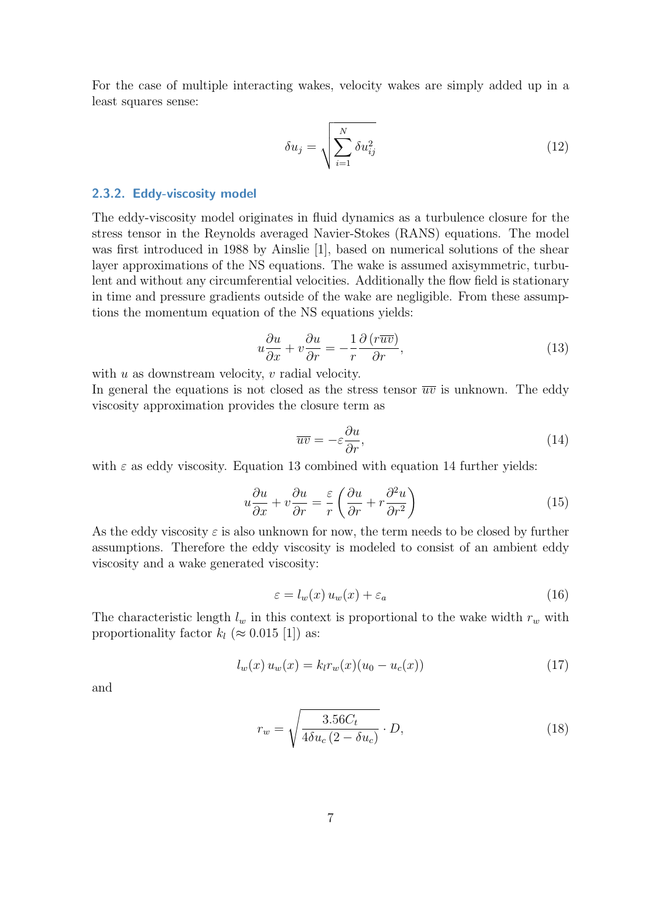For the case of multiple interacting wakes, velocity wakes are simply added up in a least squares sense:

$$\delta u_j = \sqrt{\sum_{i=1}^{N} \delta u_{ij}^2} \tag{12}$$

### 2.3.2. Eddy-viscosity model

The eddy-viscosity model originates in fluid dynamics as a turbulence closure for the stress tensor in the Reynolds averaged Navier-Stokes (RANS) equations. The model was first introduced in 1988 by Ainslie [1], based on numerical solutions of the shear layer approximations of the NS equations. The wake is assumed axisymmetric, turbulent and without any circumferential velocities. Additionally the flow field is stationary in time and pressure gradients outside of the wake are negligible. From these assumptions the momentum equation of the NS equations yields:

$$u\frac{\partial u}{\partial x} + v\frac{\partial u}{\partial r} = -\frac{1}{r}\frac{\partial \left(r\overline{uv}\right)}{\partial r}, \tag{13}$$

with $u$ as downstream velocity, $v$ radial velocity.
In general the equations is not closed as the stress tensor $\overline{uv}$ is unknown. The eddy viscosity approximation provides the closure term as

$$\overline{uv} = -\varepsilon\frac{\partial u}{\partial r}, \tag{14}$$

with $\varepsilon$ as eddy viscosity. Equation 13 combined with equation 14 further yields:

$$u\frac{\partial u}{\partial x} + v\frac{\partial u}{\partial r} = \frac{\varepsilon}{r}\left(\frac{\partial u}{\partial r} + r\frac{\partial^2 u}{\partial r^2}\right) \tag{15}$$

As the eddy viscosity $\varepsilon$ is also unknown for now, the term needs to be closed by further assumptions. Therefore the eddy viscosity is modeled to consist of an ambient eddy viscosity and a wake generated viscosity:

$$\varepsilon = l_w(x)\, u_w(x) + \varepsilon_a \tag{16}$$

The characteristic length $l_w$ in this context is proportional to the wake width $r_w$ with proportionality factor $k_l$ ($\approx 0.015$ [1]) as:

$$l_w(x)\, u_w(x) = k_l r_w(x)(u_0 - u_c(x)) \tag{17}$$

and

$$r_w = \sqrt{\frac{3.56C_t}{4\delta u_c\left(2 - \delta u_c\right)}} \cdot D, \tag{18}$$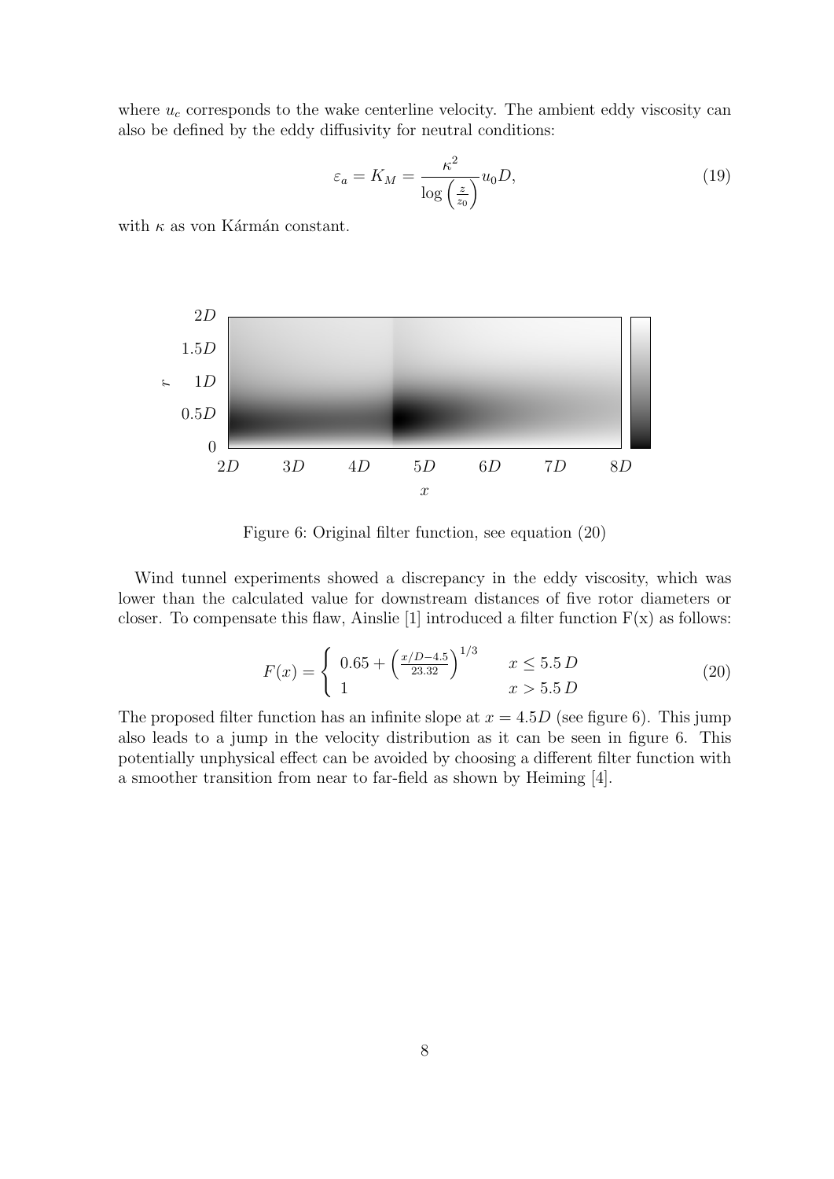where $u_c$ corresponds to the wake centerline velocity. The ambient eddy viscosity can also be defined by the eddy diffusivity for neutral conditions:

$$\varepsilon_a = K_M = \frac{\kappa^2}{\log\left(\frac{z}{z_0}\right)} u_0 D, \tag{19}$$

with $\kappa$ as von Kármán constant.

Figure 6: Original filter function, see equation (20)

Wind tunnel experiments showed a discrepancy in the eddy viscosity, which was lower than the calculated value for downstream distances of five rotor diameters or closer. To compensate this flaw, Ainslie [1] introduced a filter function F(x) as follows:

$$F(x) = \begin{cases} 0.65 + \left(\frac{x/D - 4.5}{23.32}\right)^{1/3} & x \leq 5.5\,D \\ 1 & x > 5.5\,D \end{cases} \tag{20}$$

The proposed filter function has an infinite slope at $x = 4.5D$ (see figure 6). This jump also leads to a jump in the velocity distribution as it can be seen in figure 6. This potentially unphysical effect can be avoided by choosing a different filter function with a smoother transition from near to far-field as shown by Heiming [4].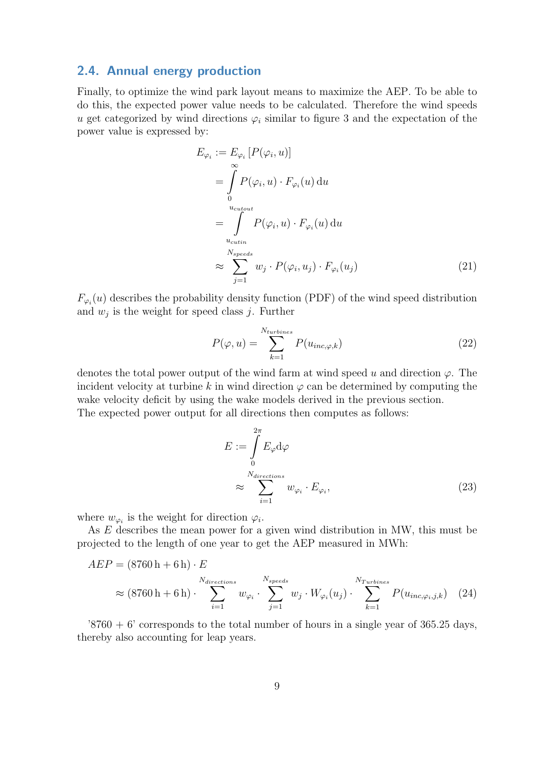## 2.4. Annual energy production

Finally, to optimize the wind park layout means to maximize the AEP. To be able to do this, the expected power value needs to be calculated. Therefore the wind speeds $u$ get categorized by wind directions $\varphi_i$ similar to figure 3 and the expectation of the power value is expressed by:

$$
\begin{aligned}
E_{\varphi_i} &:= E_{\varphi_i}\left[P(\varphi_i, u)\right] \\
&= \int_0^{\infty} P(\varphi_i, u) \cdot F_{\varphi_i}(u)\,\mathrm{d}u \\
&= \int_{u_{cutin}}^{u_{cutout}} P(\varphi_i, u) \cdot F_{\varphi_i}(u)\,\mathrm{d}u \\
&\approx \sum_{j=1}^{N_{speeds}} w_j \cdot P(\varphi_i, u_j) \cdot F_{\varphi_i}(u_j)
\end{aligned} \tag{21}
$$

$F_{\varphi_i}(u)$ describes the probability density function (PDF) of the wind speed distribution and $w_j$ is the weight for speed class $j$. Further

$$
P(\varphi, u) = \sum_{k=1}^{N_{turbines}} P(u_{inc,\varphi,k}) \tag{22}
$$

denotes the total power output of the wind farm at wind speed $u$ and direction $\varphi$. The incident velocity at turbine $k$ in wind direction $\varphi$ can be determined by computing the wake velocity deficit by using the wake models derived in the previous section.
The expected power output for all directions then computes as follows:

$$
\begin{aligned}
E &:= \int_0^{2\pi} E_{\varphi}\mathrm{d}\varphi \\
&\approx \sum_{i=1}^{N_{directions}} w_{\varphi_i} \cdot E_{\varphi_i},
\end{aligned} \tag{23}
$$

where $w_{\varphi_i}$ is the weight for direction $\varphi_i$.

As $E$ describes the mean power for a given wind distribution in MW, this must be projected to the length of one year to get the AEP measured in MWh:

$$
\begin{aligned}
AEP &= (8760\,\mathrm{h} + 6\,\mathrm{h}) \cdot E \\
&\approx (8760\,\mathrm{h} + 6\,\mathrm{h}) \cdot \sum_{i=1}^{N_{directions}} w_{\varphi_i} \cdot \sum_{j=1}^{N_{speeds}} w_j \cdot W_{\varphi_i}(u_j) \cdot \sum_{k=1}^{N_{Turbines}} P(u_{inc,\varphi_i,j,k})
\end{aligned} \tag{24}
$$

'8760 + 6' corresponds to the total number of hours in a single year of 365.25 days, thereby also accounting for leap years.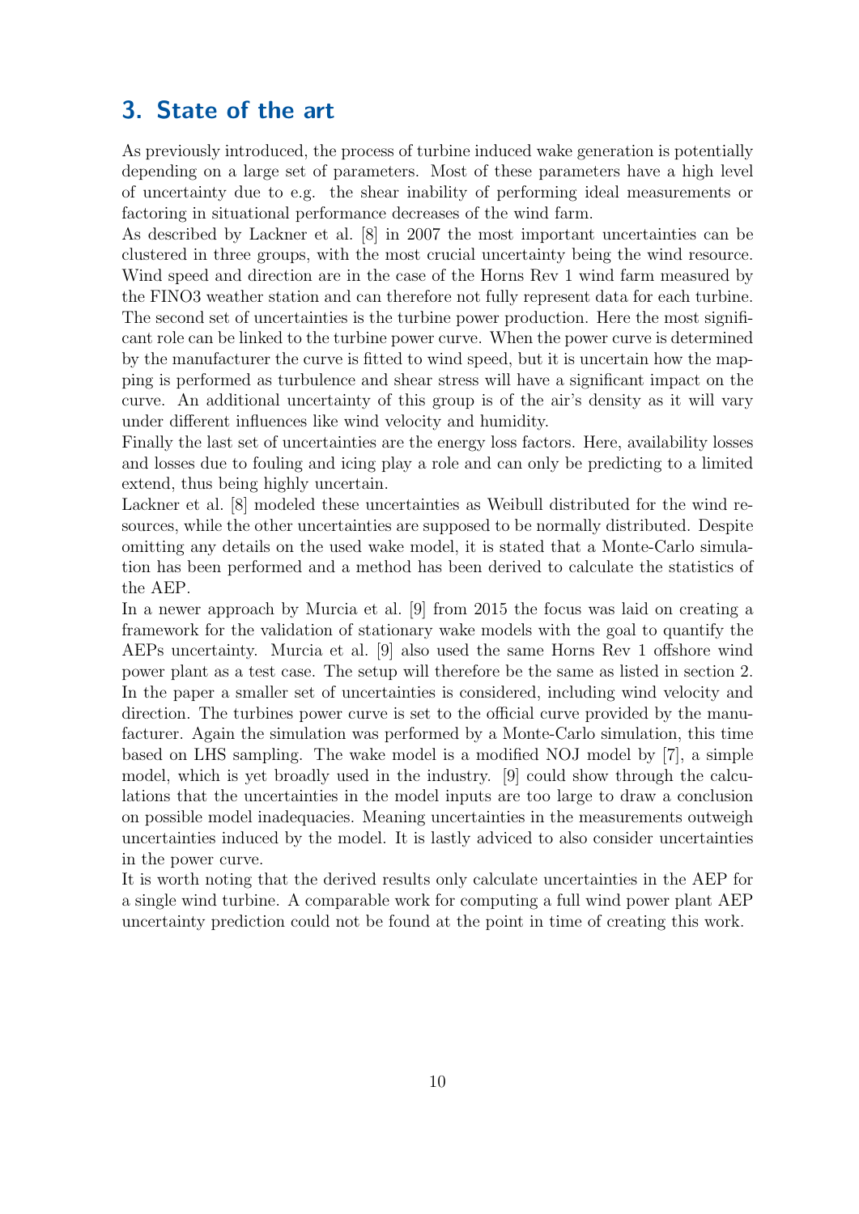# 3. State of the art

As previously introduced, the process of turbine induced wake generation is potentially depending on a large set of parameters. Most of these parameters have a high level of uncertainty due to e.g. the shear inability of performing ideal measurements or factoring in situational performance decreases of the wind farm.

As described by Lackner et al. [8] in 2007 the most important uncertainties can be clustered in three groups, with the most crucial uncertainty being the wind resource. Wind speed and direction are in the case of the Horns Rev 1 wind farm measured by the FINO3 weather station and can therefore not fully represent data for each turbine. The second set of uncertainties is the turbine power production. Here the most significant role can be linked to the turbine power curve. When the power curve is determined by the manufacturer the curve is fitted to wind speed, but it is uncertain how the mapping is performed as turbulence and shear stress will have a significant impact on the curve. An additional uncertainty of this group is of the air's density as it will vary under different influences like wind velocity and humidity.

Finally the last set of uncertainties are the energy loss factors. Here, availability losses and losses due to fouling and icing play a role and can only be predicting to a limited extend, thus being highly uncertain.

Lackner et al. [8] modeled these uncertainties as Weibull distributed for the wind resources, while the other uncertainties are supposed to be normally distributed. Despite omitting any details on the used wake model, it is stated that a Monte-Carlo simulation has been performed and a method has been derived to calculate the statistics of the AEP.

In a newer approach by Murcia et al. [9] from 2015 the focus was laid on creating a framework for the validation of stationary wake models with the goal to quantify the AEPs uncertainty. Murcia et al. [9] also used the same Horns Rev 1 offshore wind power plant as a test case. The setup will therefore be the same as listed in section 2. In the paper a smaller set of uncertainties is considered, including wind velocity and direction. The turbines power curve is set to the official curve provided by the manufacturer. Again the simulation was performed by a Monte-Carlo simulation, this time based on LHS sampling. The wake model is a modified NOJ model by [7], a simple model, which is yet broadly used in the industry. [9] could show through the calculations that the uncertainties in the model inputs are too large to draw a conclusion on possible model inadequacies. Meaning uncertainties in the measurements outweigh uncertainties induced by the model. It is lastly adviced to also consider uncertainties in the power curve.

It is worth noting that the derived results only calculate uncertainties in the AEP for a single wind turbine. A comparable work for computing a full wind power plant AEP uncertainty prediction could not be found at the point in time of creating this work.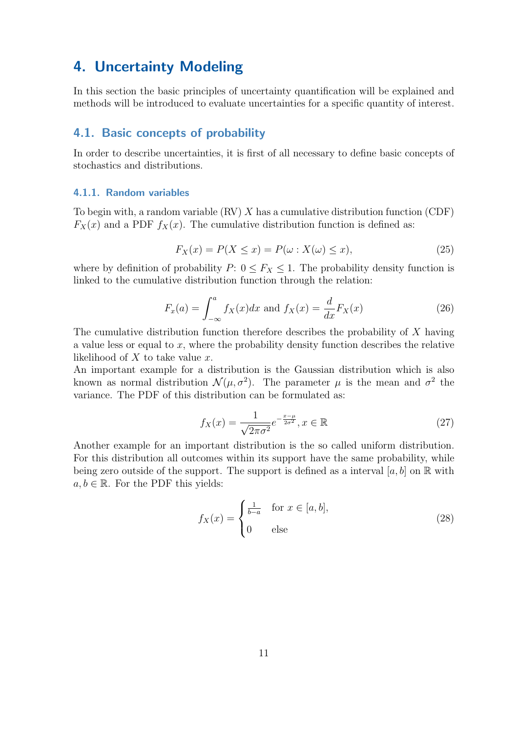# 4. Uncertainty Modeling

In this section the basic principles of uncertainty quantification will be explained and methods will be introduced to evaluate uncertainties for a specific quantity of interest.

## 4.1. Basic concepts of probability

In order to describe uncertainties, it is first of all necessary to define basic concepts of stochastics and distributions.

### 4.1.1. Random variables

To begin with, a random variable (RV) $X$ has a cumulative distribution function (CDF) $F_X(x)$ and a PDF $f_X(x)$. The cumulative distribution function is defined as:

$$F_X(x) = P(X \leq x) = P(\omega : X(\omega) \leq x), \tag{25}$$

where by definition of probability $P$: $0 \leq F_X \leq 1$. The probability density function is linked to the cumulative distribution function through the relation:

$$F_x(a) = \int_{-\infty}^{a} f_X(x)dx \text{ and } f_X(x) = \frac{d}{dx}F_X(x) \tag{26}$$

The cumulative distribution function therefore describes the probability of $X$ having a value less or equal to $x$, where the probability density function describes the relative likelihood of $X$ to take value $x$.
An important example for a distribution is the Gaussian distribution which is also known as normal distribution $\mathcal{N}(\mu, \sigma^2)$. The parameter $\mu$ is the mean and $\sigma^2$ the variance. The PDF of this distribution can be formulated as:

$$f_X(x) = \frac{1}{\sqrt{2\pi\sigma^2}} e^{-\frac{x-\mu}{2\sigma^2}}, x \in \mathbb{R} \tag{27}$$

Another example for an important distribution is the so called uniform distribution. For this distribution all outcomes within its support have the same probability, while being zero outside of the support. The support is defined as a interval $[a, b]$ on $\mathbb{R}$ with $a, b \in \mathbb{R}$. For the PDF this yields:

$$f_X(x) = \begin{cases} \frac{1}{b-a} & \text{for } x \in [a, b], \\ 0 & \text{else} \end{cases} \tag{28}$$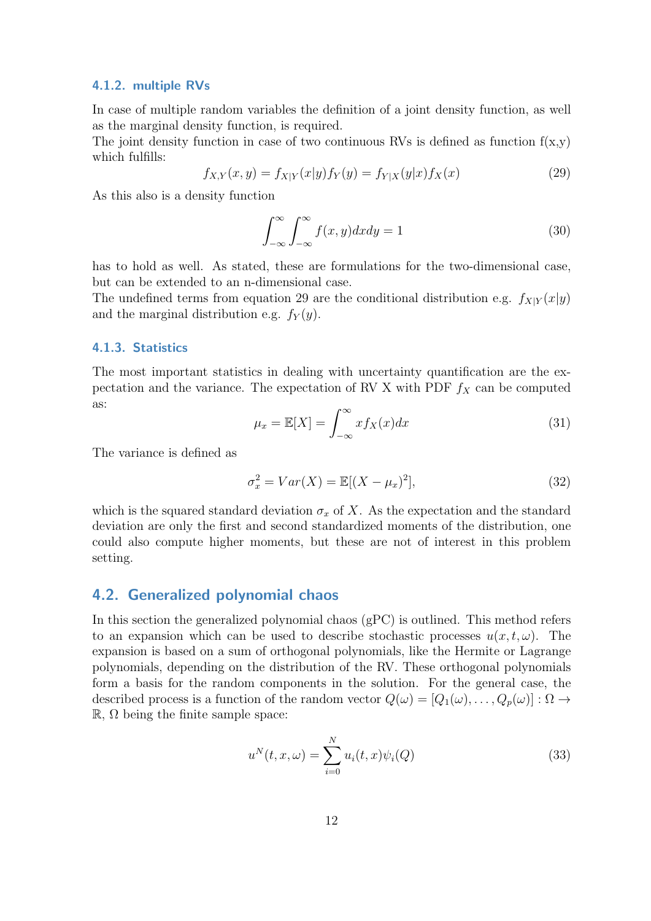### 4.1.2. multiple RVs

In case of multiple random variables the definition of a joint density function, as well as the marginal density function, is required.
The joint density function in case of two continuous RVs is defined as function f(x,y) which fulfills:

$$f_{X,Y}(x,y) = f_{X|Y}(x|y)f_Y(y) = f_{Y|X}(y|x)f_X(x) \tag{29}$$

As this also is a density function

$$\int_{-\infty}^{\infty}\int_{-\infty}^{\infty} f(x,y)dxdy = 1 \tag{30}$$

has to hold as well. As stated, these are formulations for the two-dimensional case, but can be extended to an n-dimensional case.
The undefined terms from equation 29 are the conditional distribution e.g. $f_{X|Y}(x|y)$ and the marginal distribution e.g. $f_Y(y)$.

### 4.1.3. Statistics

The most important statistics in dealing with uncertainty quantification are the expectation and the variance. The expectation of RV X with PDF $f_X$ can be computed as:

$$\mu_x = \mathbb{E}[X] = \int_{-\infty}^{\infty} x f_X(x)dx \tag{31}$$

The variance is defined as

$$\sigma_x^2 = Var(X) = \mathbb{E}[(X - \mu_x)^2], \tag{32}$$

which is the squared standard deviation $\sigma_x$ of $X$. As the expectation and the standard deviation are only the first and second standardized moments of the distribution, one could also compute higher moments, but these are not of interest in this problem setting.

## 4.2. Generalized polynomial chaos

In this section the generalized polynomial chaos (gPC) is outlined. This method refers to an expansion which can be used to describe stochastic processes $u(x,t,\omega)$. The expansion is based on a sum of orthogonal polynomials, like the Hermite or Lagrange polynomials, depending on the distribution of the RV. These orthogonal polynomials form a basis for the random components in the solution. For the general case, the described process is a function of the random vector $Q(\omega) = [Q_1(\omega), \dots, Q_p(\omega)] : \Omega \to \mathbb{R}$, $\Omega$ being the finite sample space:

$$u^N(t,x,\omega) = \sum_{i=0}^{N} u_i(t,x)\psi_i(Q) \tag{33}$$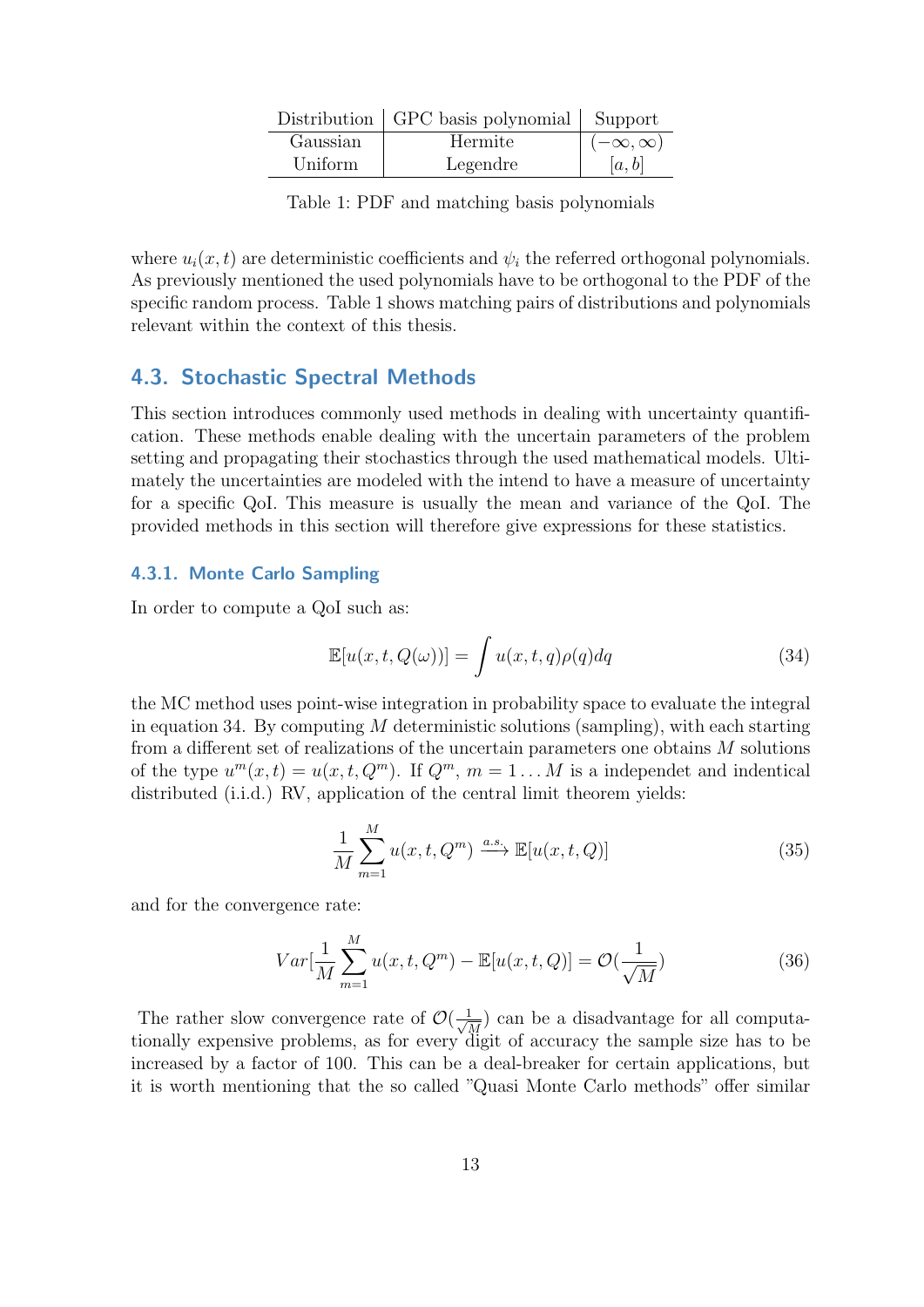| Distribution | GPC basis polynomial | Support |
|---|---|---|
| Gaussian | Hermite | $(-\infty, \infty)$ |
| Uniform | Legendre | $[a, b]$ |

Table 1: PDF and matching basis polynomials

where $u_i(x,t)$ are deterministic coefficients and $\psi_i$ the referred orthogonal polynomials. As previously mentioned the used polynomials have to be orthogonal to the PDF of the specific random process. Table 1 shows matching pairs of distributions and polynomials relevant within the context of this thesis.

## 4.3. Stochastic Spectral Methods

This section introduces commonly used methods in dealing with uncertainty quantification. These methods enable dealing with the uncertain parameters of the problem setting and propagating their stochastics through the used mathematical models. Ultimately the uncertainties are modeled with the intend to have a measure of uncertainty for a specific QoI. This measure is usually the mean and variance of the QoI. The provided methods in this section will therefore give expressions for these statistics.

### 4.3.1. Monte Carlo Sampling

In order to compute a QoI such as:

$$\mathbb{E}[u(x,t,Q(\omega))] = \int u(x,t,q)\rho(q)dq \tag{34}$$

the MC method uses point-wise integration in probability space to evaluate the integral in equation 34. By computing $M$ deterministic solutions (sampling), with each starting from a different set of realizations of the uncertain parameters one obtains $M$ solutions of the type $u^m(x,t) = u(x,t,Q^m)$. If $Q^m$, $m = 1 \ldots M$ is a independet and indentical distributed (i.i.d.) RV, application of the central limit theorem yields:

$$\frac{1}{M}\sum_{m=1}^{M} u(x,t,Q^m) \xrightarrow{a.s.} \mathbb{E}[u(x,t,Q)] \tag{35}$$

and for the convergence rate:

$$Var[\frac{1}{M}\sum_{m=1}^{M} u(x,t,Q^m) - \mathbb{E}[u(x,t,Q)] = \mathcal{O}(\frac{1}{\sqrt{M}}) \tag{36}$$

The rather slow convergence rate of $\mathcal{O}(\frac{1}{\sqrt{M}})$ can be a disadvantage for all computationally expensive problems, as for every digit of accuracy the sample size has to be increased by a factor of 100. This can be a deal-breaker for certain applications, but it is worth mentioning that the so called "Quasi Monte Carlo methods" offer similar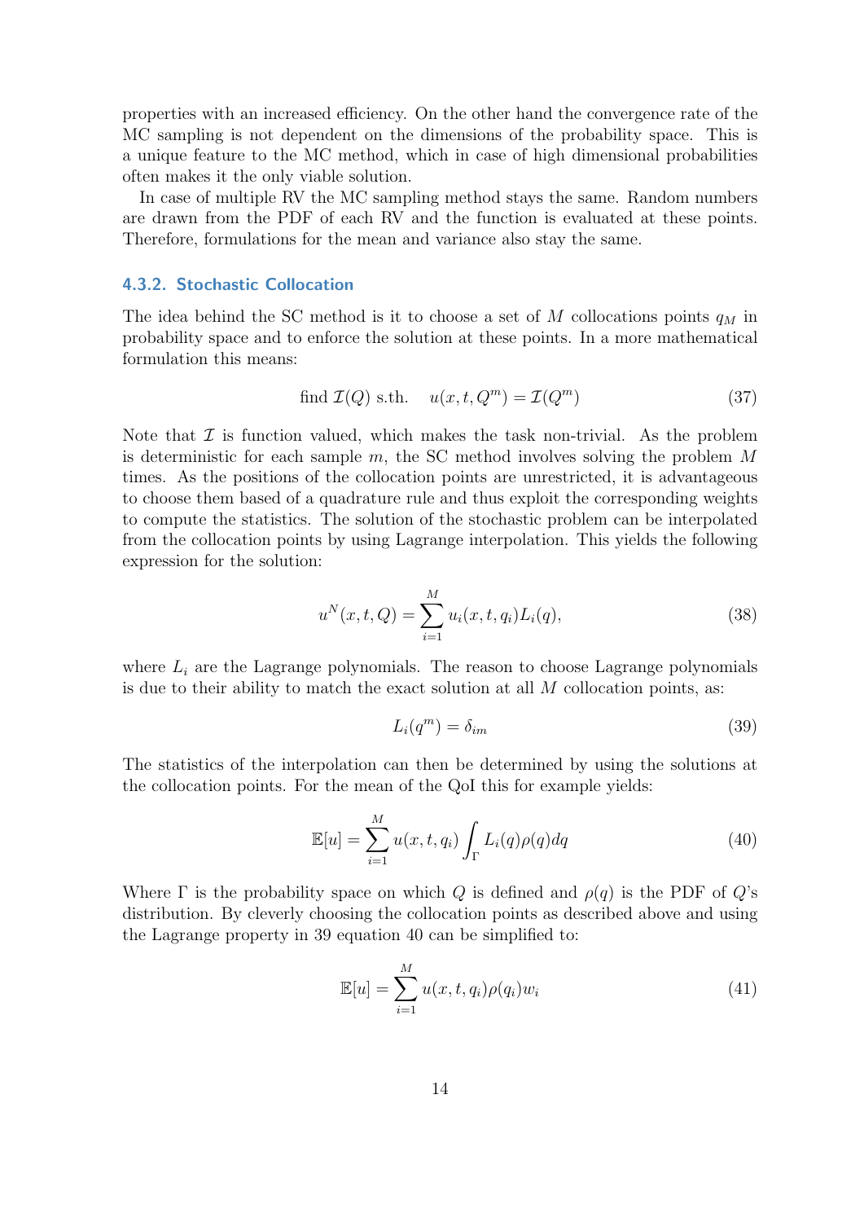properties with an increased efficiency. On the other hand the convergence rate of the MC sampling is not dependent on the dimensions of the probability space. This is a unique feature to the MC method, which in case of high dimensional probabilities often makes it the only viable solution.

In case of multiple RV the MC sampling method stays the same. Random numbers are drawn from the PDF of each RV and the function is evaluated at these points. Therefore, formulations for the mean and variance also stay the same.

### 4.3.2. Stochastic Collocation

The idea behind the SC method is it to choose a set of $M$ collocations points $q_M$ in probability space and to enforce the solution at these points. In a more mathematical formulation this means:

$$\text{find } \mathcal{I}(Q) \text{ s.th.} \quad u(x,t,Q^m) = \mathcal{I}(Q^m) \tag{37}$$

Note that $\mathcal{I}$ is function valued, which makes the task non-trivial. As the problem is deterministic for each sample $m$, the SC method involves solving the problem $M$ times. As the positions of the collocation points are unrestricted, it is advantageous to choose them based of a quadrature rule and thus exploit the corresponding weights to compute the statistics. The solution of the stochastic problem can be interpolated from the collocation points by using Lagrange interpolation. This yields the following expression for the solution:

$$u^N(x,t,Q) = \sum_{i=1}^{M} u_i(x,t,q_i)L_i(q), \tag{38}$$

where $L_i$ are the Lagrange polynomials. The reason to choose Lagrange polynomials is due to their ability to match the exact solution at all $M$ collocation points, as:

$$L_i(q^m) = \delta_{im} \tag{39}$$

The statistics of the interpolation can then be determined by using the solutions at the collocation points. For the mean of the QoI this for example yields:

$$\mathbb{E}[u] = \sum_{i=1}^{M} u(x,t,q_i) \int_{\Gamma} L_i(q)\rho(q)dq \tag{40}$$

Where $\Gamma$ is the probability space on which $Q$ is defined and $\rho(q)$ is the PDF of $Q$'s distribution. By cleverly choosing the collocation points as described above and using the Lagrange property in 39 equation 40 can be simplified to:

$$\mathbb{E}[u] = \sum_{i=1}^{M} u(x,t,q_i)\rho(q_i)w_i \tag{41}$$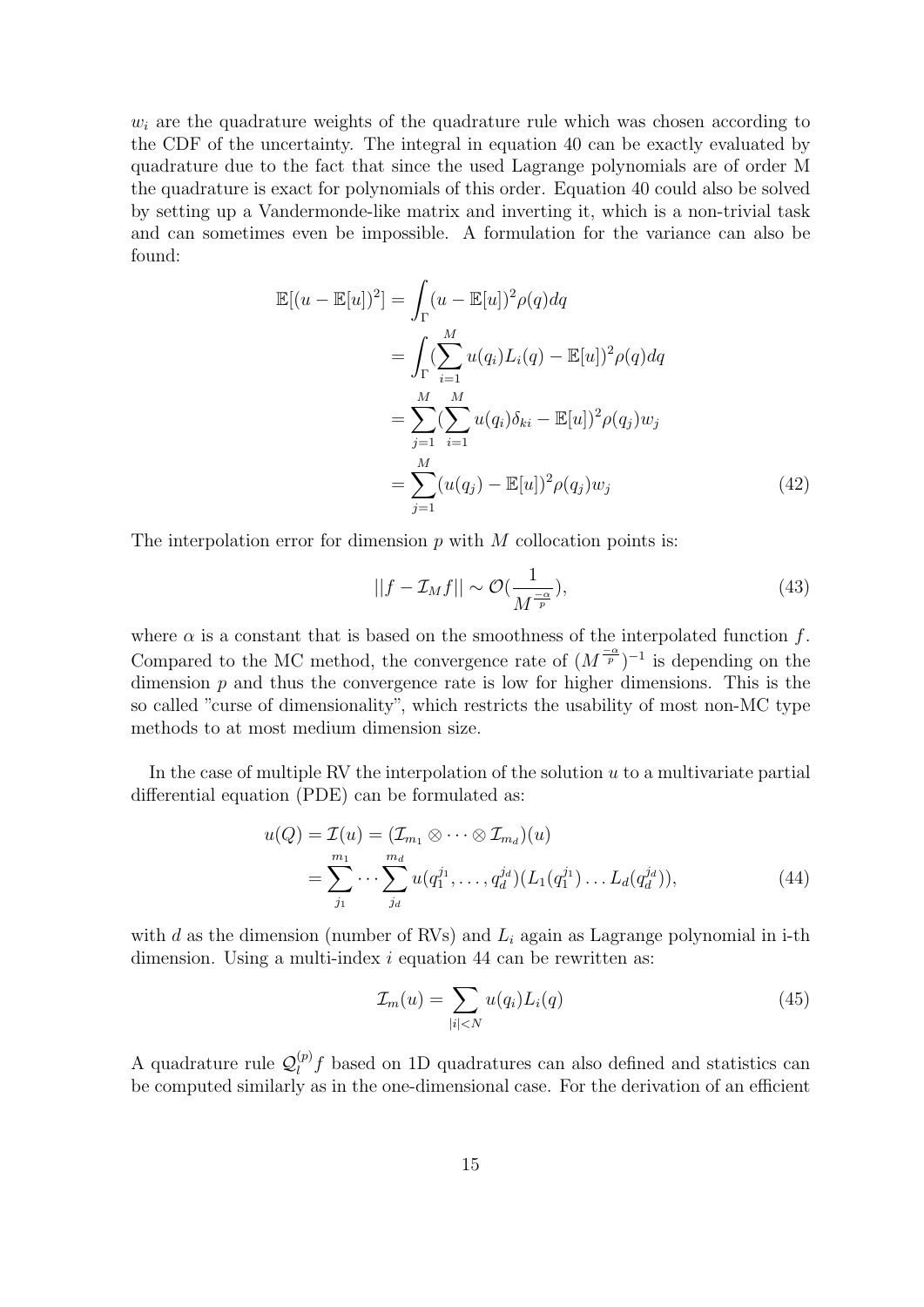$w_i$ are the quadrature weights of the quadrature rule which was chosen according to the CDF of the uncertainty. The integral in equation 40 can be exactly evaluated by quadrature due to the fact that since the used Lagrange polynomials are of order M the quadrature is exact for polynomials of this order. Equation 40 could also be solved by setting up a Vandermonde-like matrix and inverting it, which is a non-trivial task and can sometimes even be impossible. A formulation for the variance can also be found:

$$
\begin{aligned}
\mathbb{E}[(u-\mathbb{E}[u])^2] &= \int_\Gamma (u-\mathbb{E}[u])^2 \rho(q) dq \\
&= \int_\Gamma (\sum_{i=1}^{M} u(q_i) L_i(q) - \mathbb{E}[u])^2 \rho(q) dq \\
&= \sum_{j=1}^{M} (\sum_{i=1}^{M} u(q_i) \delta_{ki} - \mathbb{E}[u])^2 \rho(q_j) w_j \\
&= \sum_{j=1}^{M} (u(q_j) - \mathbb{E}[u])^2 \rho(q_j) w_j
\end{aligned} \tag{42}
$$

The interpolation error for dimension $p$ with $M$ collocation points is:

$$
||f - \mathcal{I}_M f|| \sim \mathcal{O}(\frac{1}{M^{\frac{-\alpha}{p}}}), \tag{43}
$$

where $\alpha$ is a constant that is based on the smoothness of the interpolated function $f$. Compared to the MC method, the convergence rate of $(M^{\frac{-\alpha}{p}})^{-1}$ is depending on the dimension $p$ and thus the convergence rate is low for higher dimensions. This is the so called "curse of dimensionality", which restricts the usability of most non-MC type methods to at most medium dimension size.

In the case of multiple RV the interpolation of the solution $u$ to a multivariate partial differential equation (PDE) can be formulated as:

$$
\begin{aligned}
u(Q) = \mathcal{I}(u) &= (\mathcal{I}_{m_1} \otimes \cdots \otimes \mathcal{I}_{m_d})(u) \\
&= \sum_{j_1}^{m_1} \cdots \sum_{j_d}^{m_d} u(q_1^{j_1}, \ldots, q_d^{j_d})(L_1(q_1^{j_1}) \ldots L_d(q_d^{j_d})),
\end{aligned} \tag{44}
$$

with $d$ as the dimension (number of RVs) and $L_i$ again as Lagrange polynomial in i-th dimension. Using a multi-index $i$ equation 44 can be rewritten as:

$$
\mathcal{I}_m(u) = \sum_{|i|<N} u(q_i) L_i(q) \tag{45}
$$

A quadrature rule $\mathcal{Q}_l^{(p)} f$ based on 1D quadratures can also defined and statistics can be computed similarly as in the one-dimensional case. For the derivation of an efficient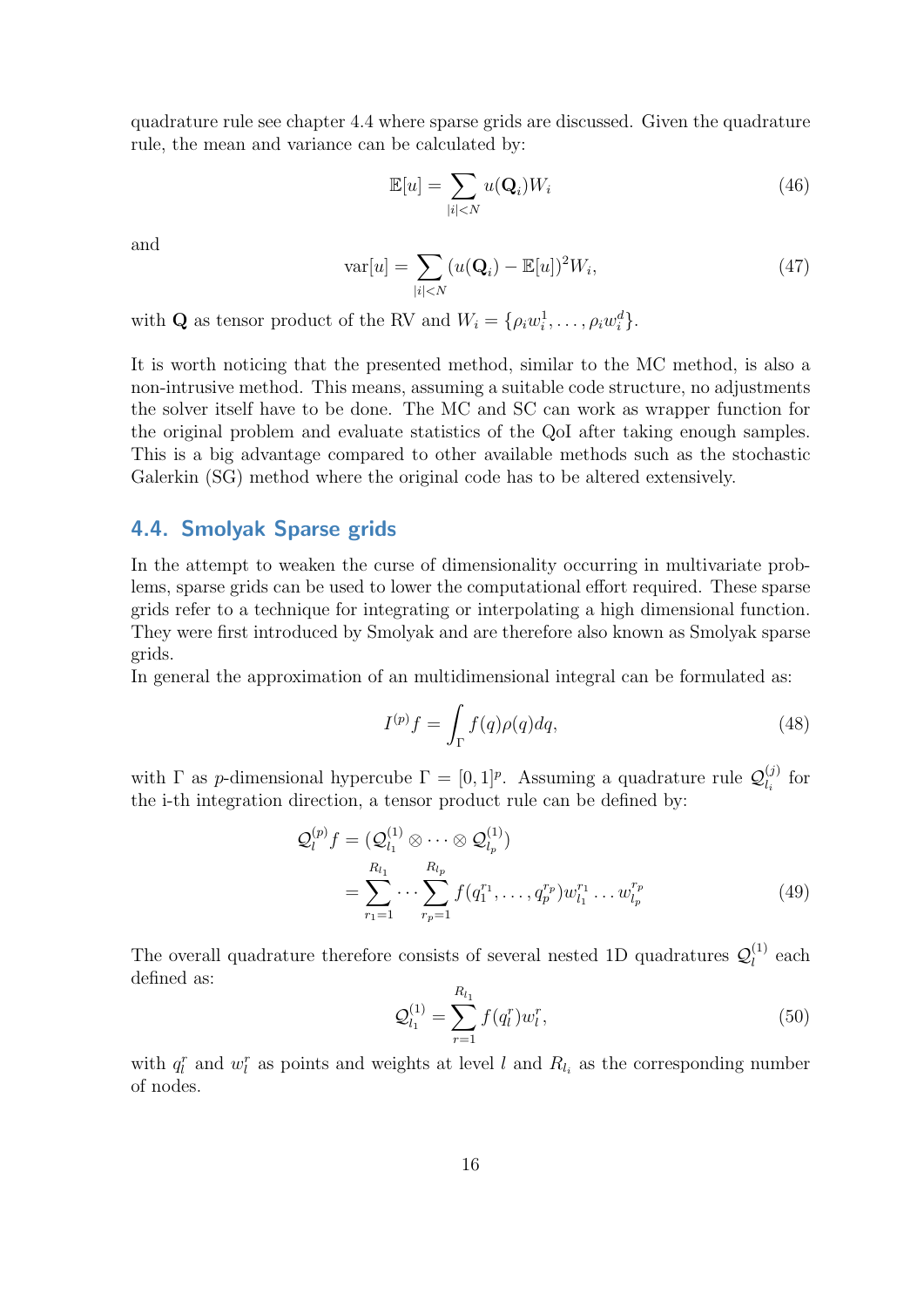quadrature rule see chapter 4.4 where sparse grids are discussed. Given the quadrature rule, the mean and variance can be calculated by:

$$\mathbb{E}[u] = \sum_{|i|<N} u(\mathbf{Q}_i) W_i \tag{46}$$

and

$$\text{var}[u] = \sum_{|i|<N} (u(\mathbf{Q}_i) - \mathbb{E}[u])^2 W_i, \tag{47}$$

with $\mathbf{Q}$ as tensor product of the RV and $W_i = \{\rho_i w_i^1, \dots, \rho_i w_i^d\}$.

It is worth noticing that the presented method, similar to the MC method, is also a non-intrusive method. This means, assuming a suitable code structure, no adjustments the solver itself have to be done. The MC and SC can work as wrapper function for the original problem and evaluate statistics of the QoI after taking enough samples. This is a big advantage compared to other available methods such as the stochastic Galerkin (SG) method where the original code has to be altered extensively.

## 4.4. Smolyak Sparse grids

In the attempt to weaken the curse of dimensionality occurring in multivariate problems, sparse grids can be used to lower the computational effort required. These sparse grids refer to a technique for integrating or interpolating a high dimensional function. They were first introduced by Smolyak and are therefore also known as Smolyak sparse grids.
In general the approximation of an multidimensional integral can be formulated as:

$$I^{(p)} f = \int_{\Gamma} f(q) \rho(q) dq, \tag{48}$$

with $\Gamma$ as $p$-dimensional hypercube $\Gamma = [0, 1]^p$. Assuming a quadrature rule $\mathcal{Q}_{l_i}^{(j)}$ for the i-th integration direction, a tensor product rule can be defined by:

$$\begin{aligned}
\mathcal{Q}_l^{(p)} f &= (\mathcal{Q}_{l_1}^{(1)} \otimes \dots \otimes \mathcal{Q}_{l_p}^{(1)}) \\
&= \sum_{r_1=1}^{R_{l_1}} \cdots \sum_{r_p=1}^{R_{l_p}} f(q_1^{r_1}, \dots, q_p^{r_p}) w_{l_1}^{r_1} \dots w_{l_p}^{r_p}
\end{aligned} \tag{49}$$

The overall quadrature therefore consists of several nested 1D quadratures $\mathcal{Q}_l^{(1)}$ each defined as:

$$\mathcal{Q}_{l_1}^{(1)} = \sum_{r=1}^{R_{l_1}} f(q_l^r) w_l^r, \tag{50}$$

with $q_l^r$ and $w_l^r$ as points and weights at level $l$ and $R_{l_i}$ as the corresponding number of nodes.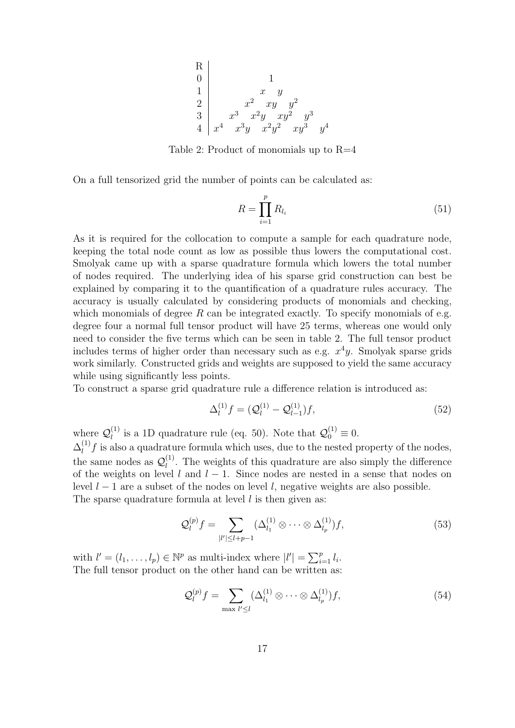| R | |
|---|---|
| 0 | $1$ |
| 1 | $x \quad y$ |
| 2 | $x^2 \quad xy \quad y^2$ |
| 3 | $x^3 \quad x^2y \quad xy^2 \quad y^3$ |
| 4 | $x^4 \quad x^3y \quad x^2y^2 \quad xy^3 \quad y^4$ |

Table 2: Product of monomials up to R=4

On a full tensorized grid the number of points can be calculated as:

$$R = \prod_{i=1}^{p} R_{l_i} \tag{51}$$

As it is required for the collocation to compute a sample for each quadrature node, keeping the total node count as low as possible thus lowers the computational cost. Smolyak came up with a sparse quadrature formula which lowers the total number of nodes required. The underlying idea of his sparse grid construction can best be explained by comparing it to the quantification of a quadrature rules accuracy. The accuracy is usually calculated by considering products of monomials and checking, which monomials of degree $R$ can be integrated exactly. To specify monomials of e.g. degree four a normal full tensor product will have 25 terms, whereas one would only need to consider the five terms which can be seen in table 2. The full tensor product includes terms of higher order than necessary such as e.g. $x^4y$. Smolyak sparse grids work similarly. Constructed grids and weights are supposed to yield the same accuracy while using significantly less points.

To construct a sparse grid quadrature rule a difference relation is introduced as:

$$\Delta_l^{(1)} f = (\mathcal{Q}_l^{(1)} - \mathcal{Q}_{l-1}^{(1)}) f, \tag{52}$$

where $\mathcal{Q}_l^{(1)}$ is a 1D quadrature rule (eq. 50). Note that $\mathcal{Q}_0^{(1)} \equiv 0$.

$\Delta_l^{(1)} f$ is also a quadrature formula which uses, due to the nested property of the nodes, the same nodes as $\mathcal{Q}_l^{(1)}$. The weights of this quadrature are also simply the difference of the weights on level $l$ and $l-1$. Since nodes are nested in a sense that nodes on level $l-1$ are a subset of the nodes on level $l$, negative weights are also possible.

The sparse quadrature formula at level $l$ is then given as:

$$\mathcal{Q}_l^{(p)} f = \sum_{|l'| \leq l+p-1} (\Delta_{l_1}^{(1)} \otimes \cdots \otimes \Delta_{l_p}^{(1)}) f, \tag{53}$$

with $l' = (l_1, \ldots, l_p) \in \mathbb{N}^p$ as multi-index where $|l'| = \sum_{i=1}^{p} l_i$.

The full tensor product on the other hand can be written as:

$$\mathcal{Q}_l^{(p)} f = \sum_{\max l' \leq l} (\Delta_{l_1}^{(1)} \otimes \cdots \otimes \Delta_{l_p}^{(1)}) f, \tag{54}$$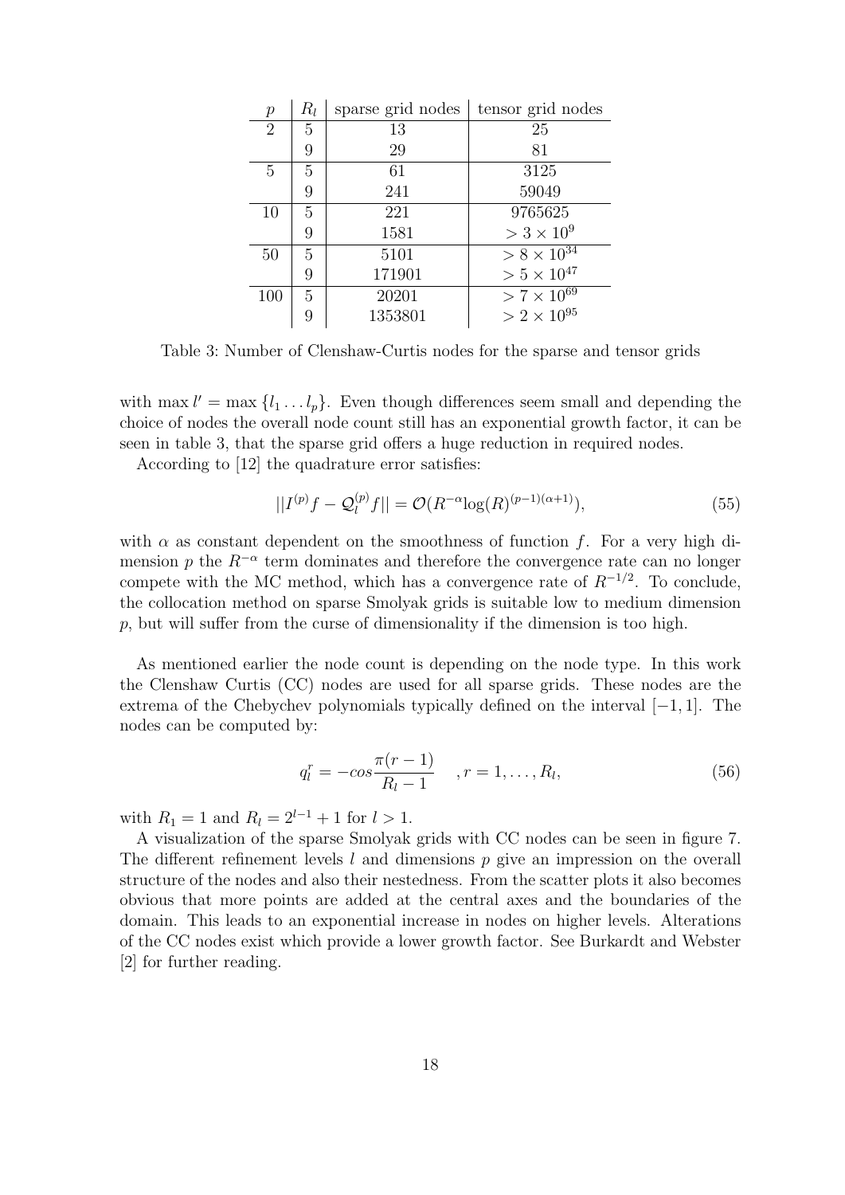| $p$ | $R_l$ | sparse grid nodes | tensor grid nodes |
|---|---|---|---|
| 2 | 5 | 13 | 25 |
| | 9 | 29 | 81 |
| 5 | 5 | 61 | 3125 |
| | 9 | 241 | 59049 |
| 10 | 5 | 221 | 9765625 |
| | 9 | 1581 | $> 3 \times 10^9$ |
| 50 | 5 | 5101 | $> 8 \times 10^{34}$ |
| | 9 | 171901 | $> 5 \times 10^{47}$ |
| 100 | 5 | 20201 | $> 7 \times 10^{69}$ |
| | 9 | 1353801 | $> 2 \times 10^{95}$ |

Table 3: Number of Clenshaw-Curtis nodes for the sparse and tensor grids

with $\max l' = \max \{l_1 \dots l_p\}$. Even though differences seem small and depending the choice of nodes the overall node count still has an exponential growth factor, it can be seen in table 3, that the sparse grid offers a huge reduction in required nodes.

According to [12] the quadrature error satisfies:

$$||I^{(p)}f - \mathcal{Q}_l^{(p)}f|| = \mathcal{O}(R^{-\alpha}\log(R)^{(p-1)(\alpha+1)}), \tag{55}$$

with $\alpha$ as constant dependent on the smoothness of function $f$. For a very high dimension $p$ the $R^{-\alpha}$ term dominates and therefore the convergence rate can no longer compete with the MC method, which has a convergence rate of $R^{-1/2}$. To conclude, the collocation method on sparse Smolyak grids is suitable low to medium dimension $p$, but will suffer from the curse of dimensionality if the dimension is too high.

As mentioned earlier the node count is depending on the node type. In this work the Clenshaw Curtis (CC) nodes are used for all sparse grids. These nodes are the extrema of the Chebychev polynomials typically defined on the interval $[-1, 1]$. The nodes can be computed by:

$$q_l^r = -cos\frac{\pi(r-1)}{R_l - 1} \quad , r = 1, \dots, R_l, \tag{56}$$

with $R_1 = 1$ and $R_l = 2^{l-1} + 1$ for $l > 1$.

A visualization of the sparse Smolyak grids with CC nodes can be seen in figure 7. The different refinement levels $l$ and dimensions $p$ give an impression on the overall structure of the nodes and also their nestedness. From the scatter plots it also becomes obvious that more points are added at the central axes and the boundaries of the domain. This leads to an exponential increase in nodes on higher levels. Alterations of the CC nodes exist which provide a lower growth factor. See Burkardt and Webster [2] for further reading.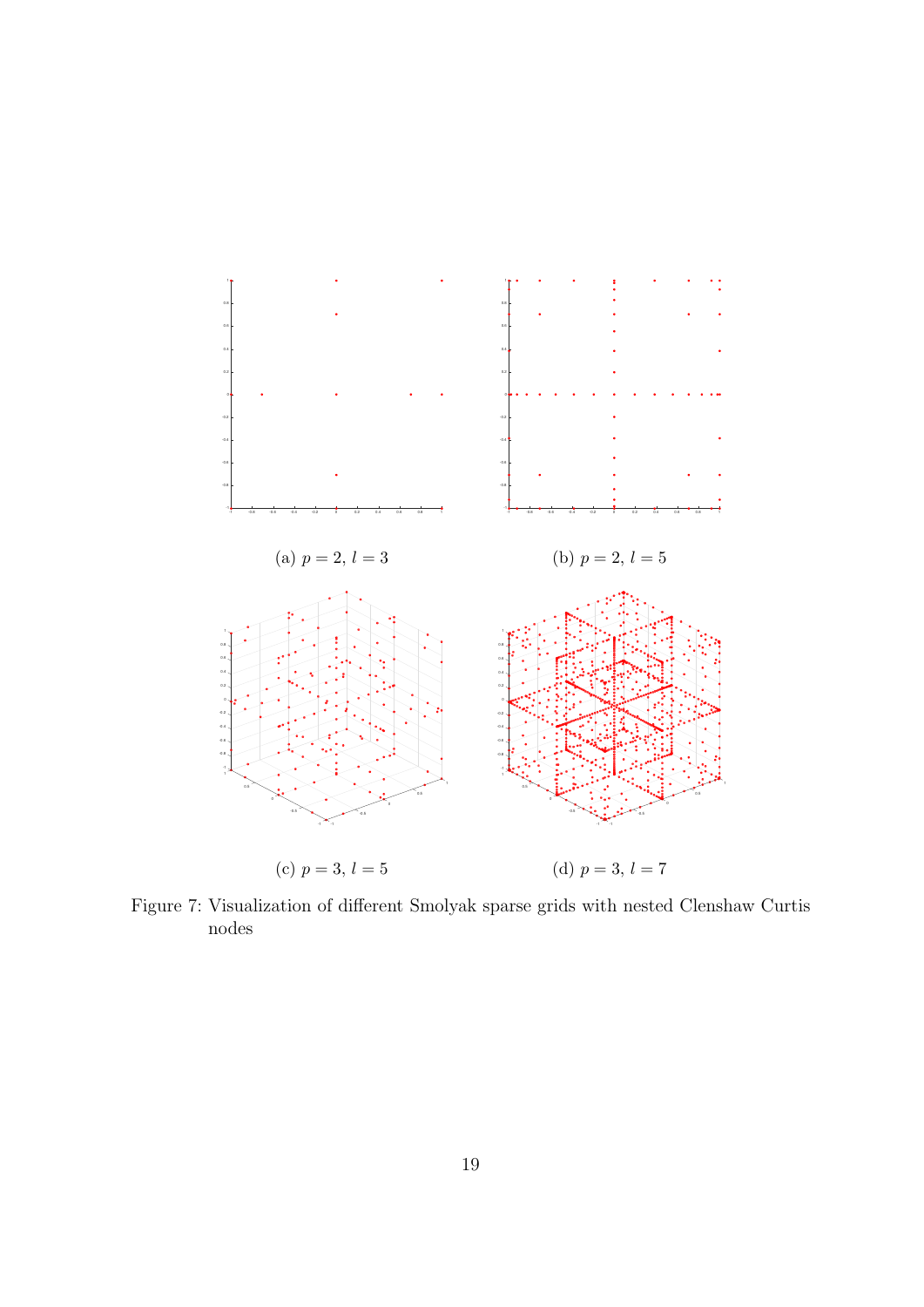(a) $p = 2$, $l = 3$

(b) $p = 2$, $l = 5$

(c) $p = 3$, $l = 5$

(d) $p = 3$, $l = 7$

Figure 7: Visualization of different Smolyak sparse grids with nested Clenshaw Curtis nodes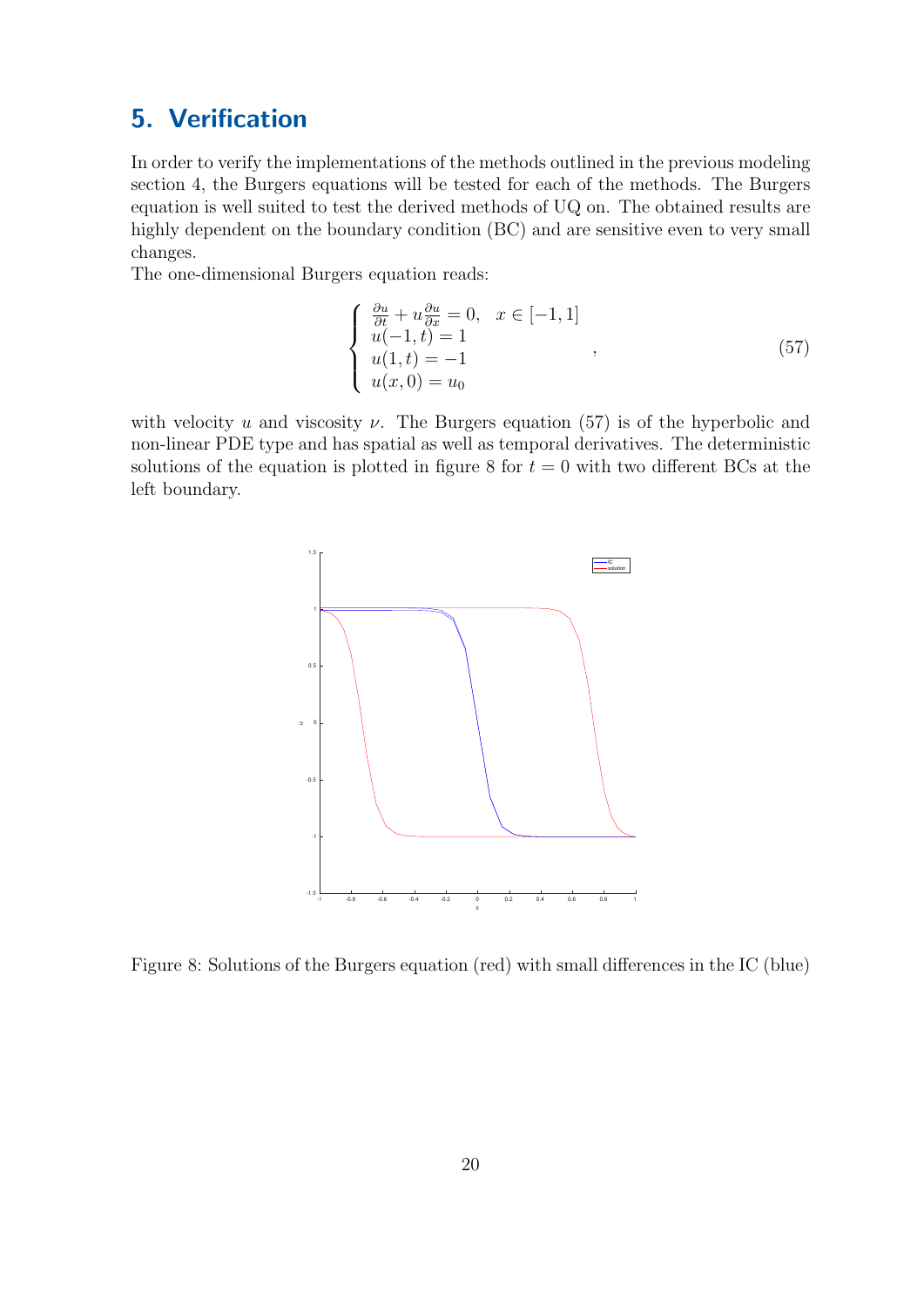# 5. Verification

In order to verify the implementations of the methods outlined in the previous modeling section 4, the Burgers equations will be tested for each of the methods. The Burgers equation is well suited to test the derived methods of UQ on. The obtained results are highly dependent on the boundary condition (BC) and are sensitive even to very small changes.

The one-dimensional Burgers equation reads:

$$\begin{cases} \frac{\partial u}{\partial t} + u\frac{\partial u}{\partial x} = 0, \quad x \in [-1,1] \\ u(-1,t) = 1 \\ u(1,t) = -1 \\ u(x,0) = u_0 \end{cases}, \tag{57}$$

with velocity $u$ and viscosity $\nu$. The Burgers equation (57) is of the hyperbolic and non-linear PDE type and has spatial as well as temporal derivatives. The deterministic solutions of the equation is plotted in figure 8 for $t = 0$ with two different BCs at the left boundary.

Figure 8: Solutions of the Burgers equation (red) with small differences in the IC (blue)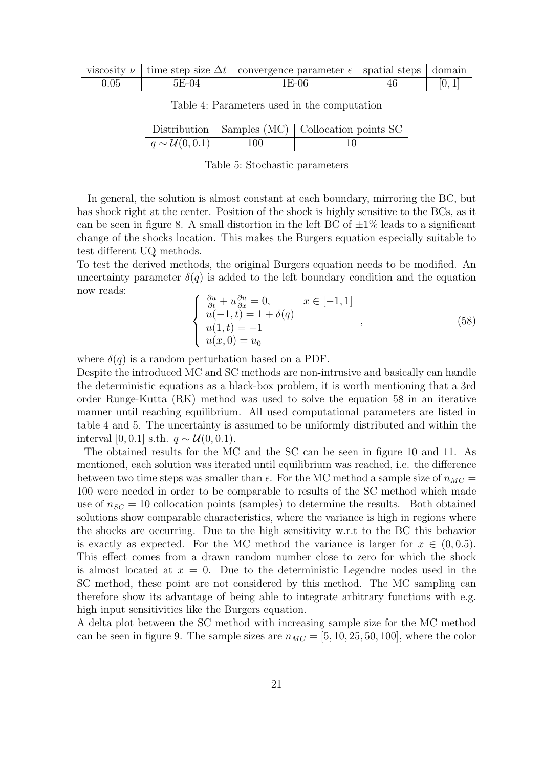| viscosity $\nu$ | time step size $\Delta t$ | convergence parameter $\epsilon$ | spatial steps | domain |
|---|---|---|---|---|
| 0.05 | 5E-04 | 1E-06 | 46 | $[0, 1]$ |

Table 4: Parameters used in the computation

| Distribution | Samples (MC) | Collocation points SC |
|---|---|---|
| $q \sim \mathcal{U}(0, 0.1)$ | 100 | 10 |

Table 5: Stochastic parameters

In general, the solution is almost constant at each boundary, mirroring the BC, but has shock right at the center. Position of the shock is highly sensitive to the BCs, as it can be seen in figure 8. A small distortion in the left BC of $\pm 1\%$ leads to a significant change of the shocks location. This makes the Burgers equation especially suitable to test different UQ methods.

To test the derived methods, the original Burgers equation needs to be modified. An uncertainty parameter $\delta(q)$ is added to the left boundary condition and the equation now reads:

$$
\begin{cases}
\frac{\partial u}{\partial t} + u \frac{\partial u}{\partial x} = 0, & x \in [-1, 1] \\
u(-1, t) = 1 + \delta(q) \\
u(1, t) = -1 \\
u(x, 0) = u_0
\end{cases}
, \tag{58}
$$

where $\delta(q)$ is a random perturbation based on a PDF.

Despite the introduced MC and SC methods are non-intrusive and basically can handle the deterministic equations as a black-box problem, it is worth mentioning that a 3rd order Runge-Kutta (RK) method was used to solve the equation 58 in an iterative manner until reaching equilibrium. All used computational parameters are listed in table 4 and 5. The uncertainty is assumed to be uniformly distributed and within the interval $[0, 0.1]$ s.th. $q \sim \mathcal{U}(0, 0.1)$.

The obtained results for the MC and the SC can be seen in figure 10 and 11. As mentioned, each solution was iterated until equilibrium was reached, i.e. the difference between two time steps was smaller than $\epsilon$. For the MC method a sample size of $n_{MC} = 100$ were needed in order to be comparable to results of the SC method which made use of $n_{SC} = 10$ collocation points (samples) to determine the results. Both obtained solutions show comparable characteristics, where the variance is high in regions where the shocks are occurring. Due to the high sensitivity w.r.t the BC this behavior is exactly as expected. For the MC method the variance is larger for $x \in (0, 0.5)$. This effect comes from a drawn random number close to zero for which the shock is almost located at $x = 0$. Due to the deterministic Legendre nodes used in the SC method, these point are not considered by this method. The MC sampling can therefore show its advantage of being able to integrate arbitrary functions with e.g. high input sensitivities like the Burgers equation.

A delta plot between the SC method with increasing sample size for the MC method can be seen in figure 9. The sample sizes are $n_{MC} = [5, 10, 25, 50, 100]$, where the color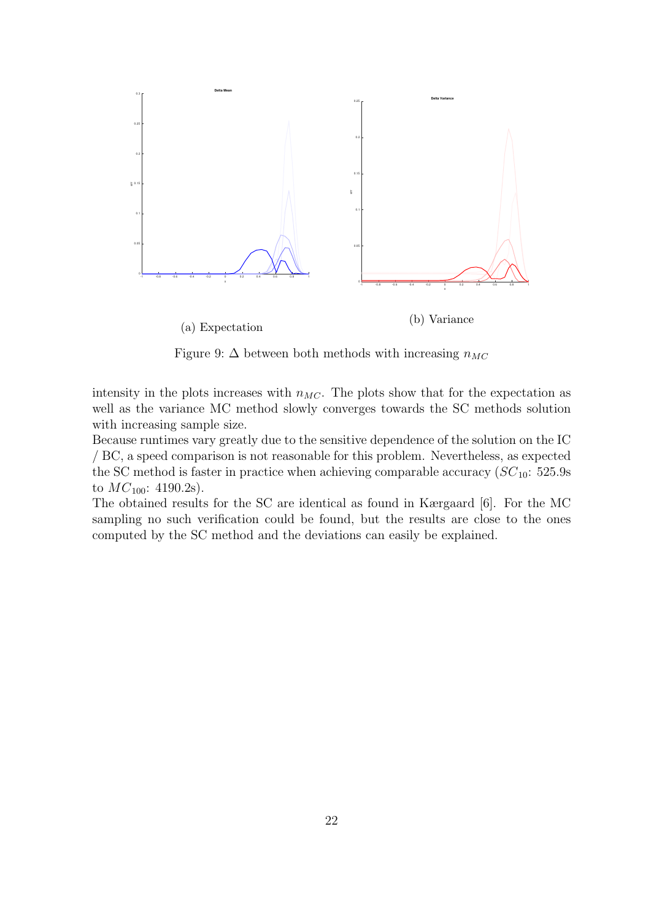(a) Expectation

(b) Variance

Figure 9: $\Delta$ between both methods with increasing $n_{MC}$

intensity in the plots increases with $n_{MC}$. The plots show that for the expectation as well as the variance MC method slowly converges towards the SC methods solution with increasing sample size.
Because runtimes vary greatly due to the sensitive dependence of the solution on the IC / BC, a speed comparison is not reasonable for this problem. Nevertheless, as expected the SC method is faster in practice when achieving comparable accuracy ($SC_{10}$: 525.9s to $MC_{100}$: 4190.2s).
The obtained results for the SC are identical as found in Kærgaard [6]. For the MC sampling no such verification could be found, but the results are close to the ones computed by the SC method and the deviations can easily be explained.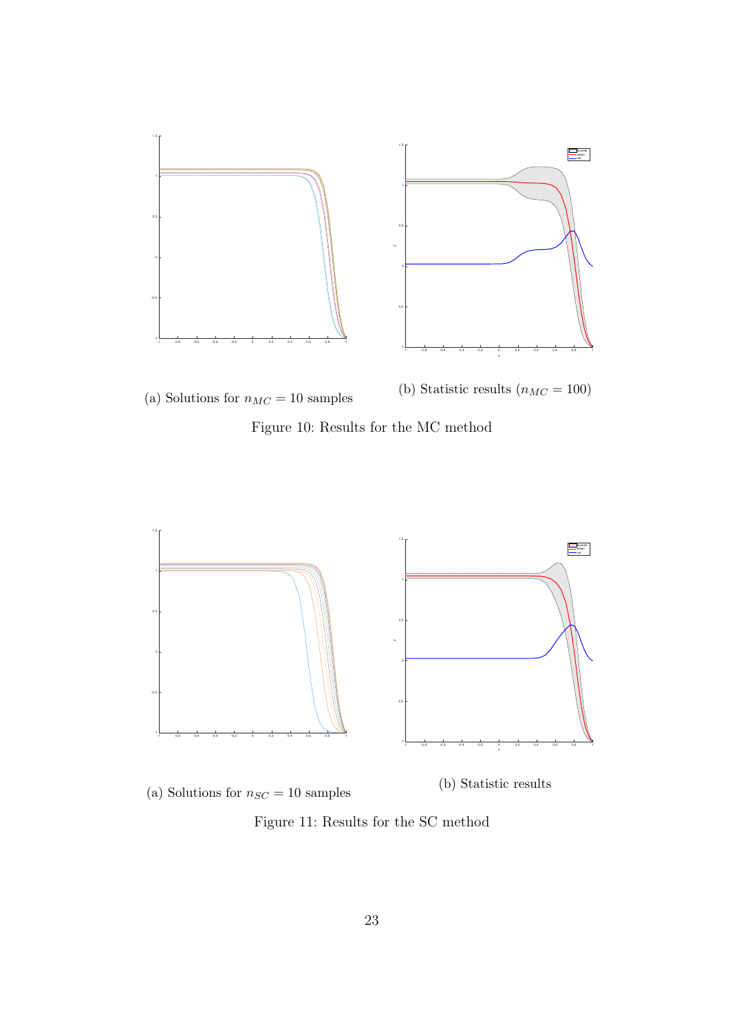(a) Solutions for $n_{MC} = 10$ samples

(b) Statistic results ($n_{MC} = 100$)

Figure 10: Results for the MC method

(a) Solutions for $n_{SC} = 10$ samples

(b) Statistic results

Figure 11: Results for the SC method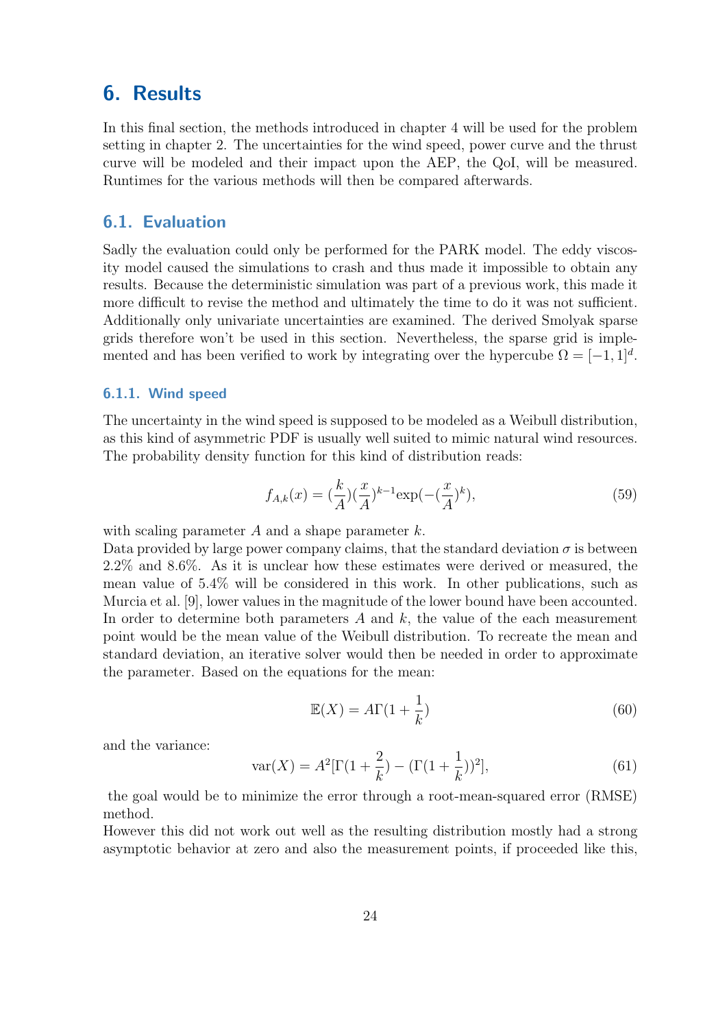# 6. Results

In this final section, the methods introduced in chapter 4 will be used for the problem setting in chapter 2. The uncertainties for the wind speed, power curve and the thrust curve will be modeled and their impact upon the AEP, the QoI, will be measured. Runtimes for the various methods will then be compared afterwards.

## 6.1. Evaluation

Sadly the evaluation could only be performed for the PARK model. The eddy viscosity model caused the simulations to crash and thus made it impossible to obtain any results. Because the deterministic simulation was part of a previous work, this made it more difficult to revise the method and ultimately the time to do it was not sufficient. Additionally only univariate uncertainties are examined. The derived Smolyak sparse grids therefore won't be used in this section. Nevertheless, the sparse grid is implemented and has been verified to work by integrating over the hypercube $\Omega = [-1, 1]^d$.

### 6.1.1. Wind speed

The uncertainty in the wind speed is supposed to be modeled as a Weibull distribution, as this kind of asymmetric PDF is usually well suited to mimic natural wind resources. The probability density function for this kind of distribution reads:

$$f_{A,k}(x) = (\frac{k}{A})(\frac{x}{A})^{k-1}\exp(-(\frac{x}{A})^k), \tag{59}$$

with scaling parameter $A$ and a shape parameter $k$.
Data provided by large power company claims, that the standard deviation $\sigma$ is between 2.2% and 8.6%. As it is unclear how these estimates were derived or measured, the mean value of 5.4% will be considered in this work. In other publications, such as Murcia et al. [9], lower values in the magnitude of the lower bound have been accounted. In order to determine both parameters $A$ and $k$, the value of the each measurement point would be the mean value of the Weibull distribution. To recreate the mean and standard deviation, an iterative solver would then be needed in order to approximate the parameter. Based on the equations for the mean:

$$\mathbb{E}(X) = A\Gamma(1 + \frac{1}{k}) \tag{60}$$

and the variance:

$$\text{var}(X) = A^2[\Gamma(1 + \frac{2}{k}) - (\Gamma(1 + \frac{1}{k}))^2], \tag{61}$$

the goal would be to minimize the error through a root-mean-squared error (RMSE) method.
However this did not work out well as the resulting distribution mostly had a strong asymptotic behavior at zero and also the measurement points, if proceeded like this,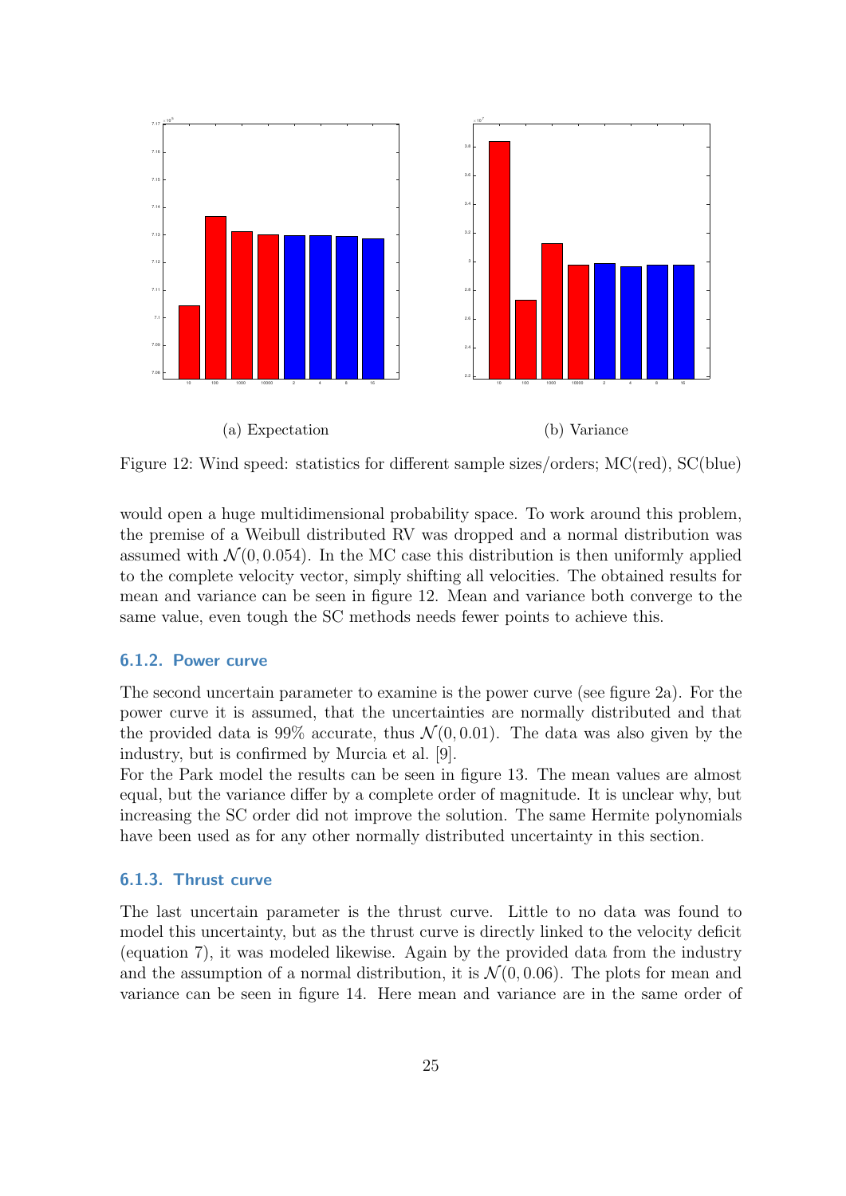(a) Expectation

(b) Variance

Figure 12: Wind speed: statistics for different sample sizes/orders; MC(red), SC(blue)

would open a huge multidimensional probability space. To work around this problem, the premise of a Weibull distributed RV was dropped and a normal distribution was assumed with $\mathcal{N}(0, 0.054)$. In the MC case this distribution is then uniformly applied to the complete velocity vector, simply shifting all velocities. The obtained results for mean and variance can be seen in figure 12. Mean and variance both converge to the same value, even tough the SC methods needs fewer points to achieve this.

### 6.1.2. Power curve

The second uncertain parameter to examine is the power curve (see figure 2a). For the power curve it is assumed, that the uncertainties are normally distributed and that the provided data is 99% accurate, thus $\mathcal{N}(0, 0.01)$. The data was also given by the industry, but is confirmed by Murcia et al. [9].
For the Park model the results can be seen in figure 13. The mean values are almost equal, but the variance differ by a complete order of magnitude. It is unclear why, but increasing the SC order did not improve the solution. The same Hermite polynomials have been used as for any other normally distributed uncertainty in this section.

### 6.1.3. Thrust curve

The last uncertain parameter is the thrust curve. Little to no data was found to model this uncertainty, but as the thrust curve is directly linked to the velocity deficit (equation 7), it was modeled likewise. Again by the provided data from the industry and the assumption of a normal distribution, it is $\mathcal{N}(0, 0.06)$. The plots for mean and variance can be seen in figure 14. Here mean and variance are in the same order of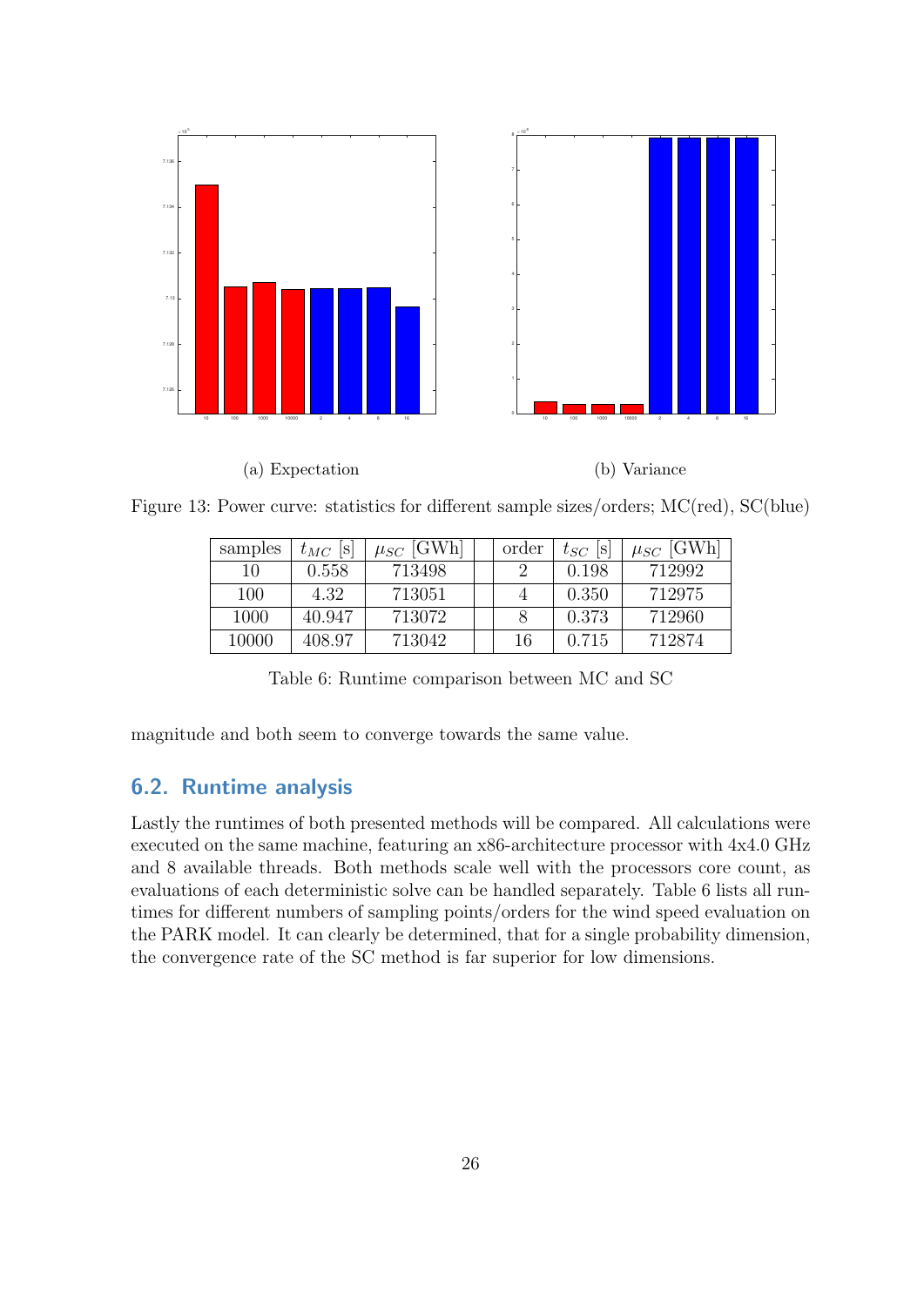(a) Expectation

(b) Variance

Figure 13: Power curve: statistics for different sample sizes/orders; MC(red), SC(blue)

| samples | $t_{MC}$ [s] | $\mu_{SC}$ [GWh] | | order | $t_{SC}$ [s] | $\mu_{SC}$ [GWh] |
|---|---|---|---|---|---|---|
| 10 | 0.558 | 713498 | | 2 | 0.198 | 712992 |
| 100 | 4.32 | 713051 | | 4 | 0.350 | 712975 |
| 1000 | 40.947 | 713072 | | 8 | 0.373 | 712960 |
| 10000 | 408.97 | 713042 | | 16 | 0.715 | 712874 |

Table 6: Runtime comparison between MC and SC

magnitude and both seem to converge towards the same value.

## 6.2. Runtime analysis

Lastly the runtimes of both presented methods will be compared. All calculations were executed on the same machine, featuring an x86-architecture processor with 4x4.0 GHz and 8 available threads. Both methods scale well with the processors core count, as evaluations of each deterministic solve can be handled separately. Table 6 lists all runtimes for different numbers of sampling points/orders for the wind speed evaluation on the PARK model. It can clearly be determined, that for a single probability dimension, the convergence rate of the SC method is far superior for low dimensions.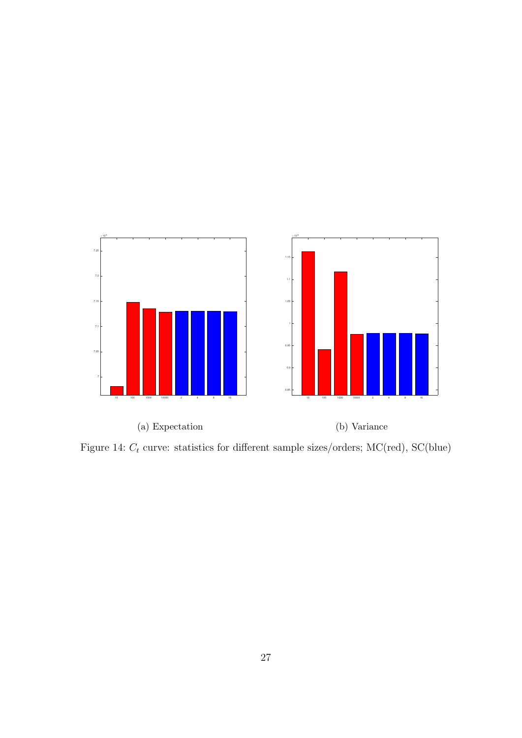(a) Expectation

(b) Variance

Figure 14: $C_t$ curve: statistics for different sample sizes/orders; MC(red), SC(blue)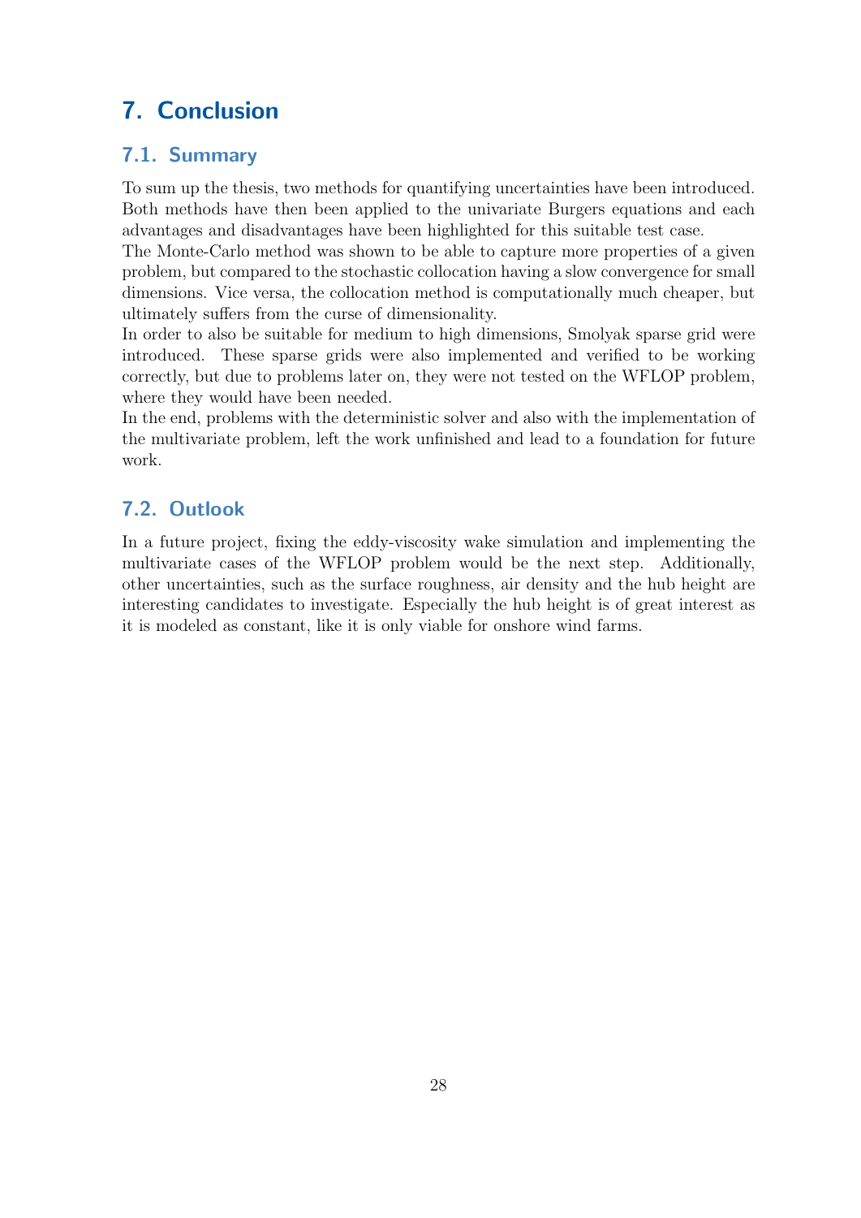# 7. Conclusion

## 7.1. Summary

To sum up the thesis, two methods for quantifying uncertainties have been introduced. Both methods have then been applied to the univariate Burgers equations and each advantages and disadvantages have been highlighted for this suitable test case.
The Monte-Carlo method was shown to be able to capture more properties of a given problem, but compared to the stochastic collocation having a slow convergence for small dimensions. Vice versa, the collocation method is computationally much cheaper, but ultimately suffers from the curse of dimensionality.
In order to also be suitable for medium to high dimensions, Smolyak sparse grid were introduced. These sparse grids were also implemented and verified to be working correctly, but due to problems later on, they were not tested on the WFLOP problem, where they would have been needed.
In the end, problems with the deterministic solver and also with the implementation of the multivariate problem, left the work unfinished and lead to a foundation for future work.

## 7.2. Outlook

In a future project, fixing the eddy-viscosity wake simulation and implementing the multivariate cases of the WFLOP problem would be the next step. Additionally, other uncertainties, such as the surface roughness, air density and the hub height are interesting candidates to investigate. Especially the hub height is of great interest as it is modeled as constant, like it is only viable for onshore wind farms.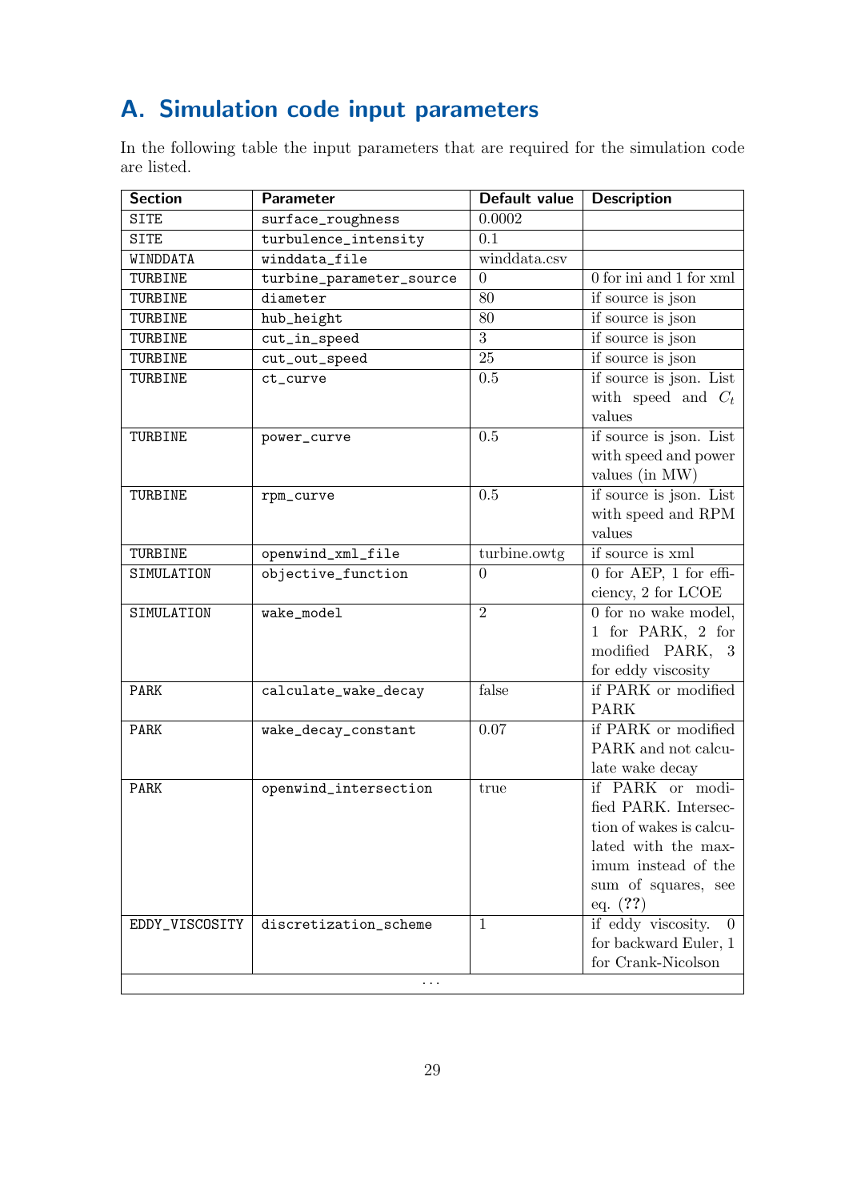# A. Simulation code input parameters

In the following table the input parameters that are required for the simulation code are listed.

| Section | Parameter | Default value | Description |
|---|---|---|---|
| SITE | surface_roughness | 0.0002 | |
| SITE | turbulence_intensity | 0.1 | |
| WINDDATA | winddata_file | winddata.csv | |
| TURBINE | turbine_parameter_source | 0 | 0 for ini and 1 for xml |
| TURBINE | diameter | 80 | if source is json |
| TURBINE | hub_height | 80 | if source is json |
| TURBINE | cut_in_speed | 3 | if source is json |
| TURBINE | cut_out_speed | 25 | if source is json |
| TURBINE | ct_curve | 0.5 | if source is json. List with speed and $C_t$ values |
| TURBINE | power_curve | 0.5 | if source is json. List with speed and power values (in MW) |
| TURBINE | rpm_curve | 0.5 | if source is json. List with speed and RPM values |
| TURBINE | openwind_xml_file | turbine.owtg | if source is xml |
| SIMULATION | objective_function | 0 | 0 for AEP, 1 for efficiency, 2 for LCOE |
| SIMULATION | wake_model | 2 | 0 for no wake model, 1 for PARK, 2 for modified PARK, 3 for eddy viscosity |
| PARK | calculate_wake_decay | false | if PARK or modified PARK |
| PARK | wake_decay_constant | 0.07 | if PARK or modified PARK and not calculate wake decay |
| PARK | openwind_intersection | true | if PARK or modified PARK. Intersection of wakes is calculated with the maximum instead of the sum of squares, see eq. (**??**) |
| EDDY_VISCOSITY | discretization_scheme | 1 | if eddy viscosity. 0 for backward Euler, 1 for Crank-Nicolson |
| ... | | | |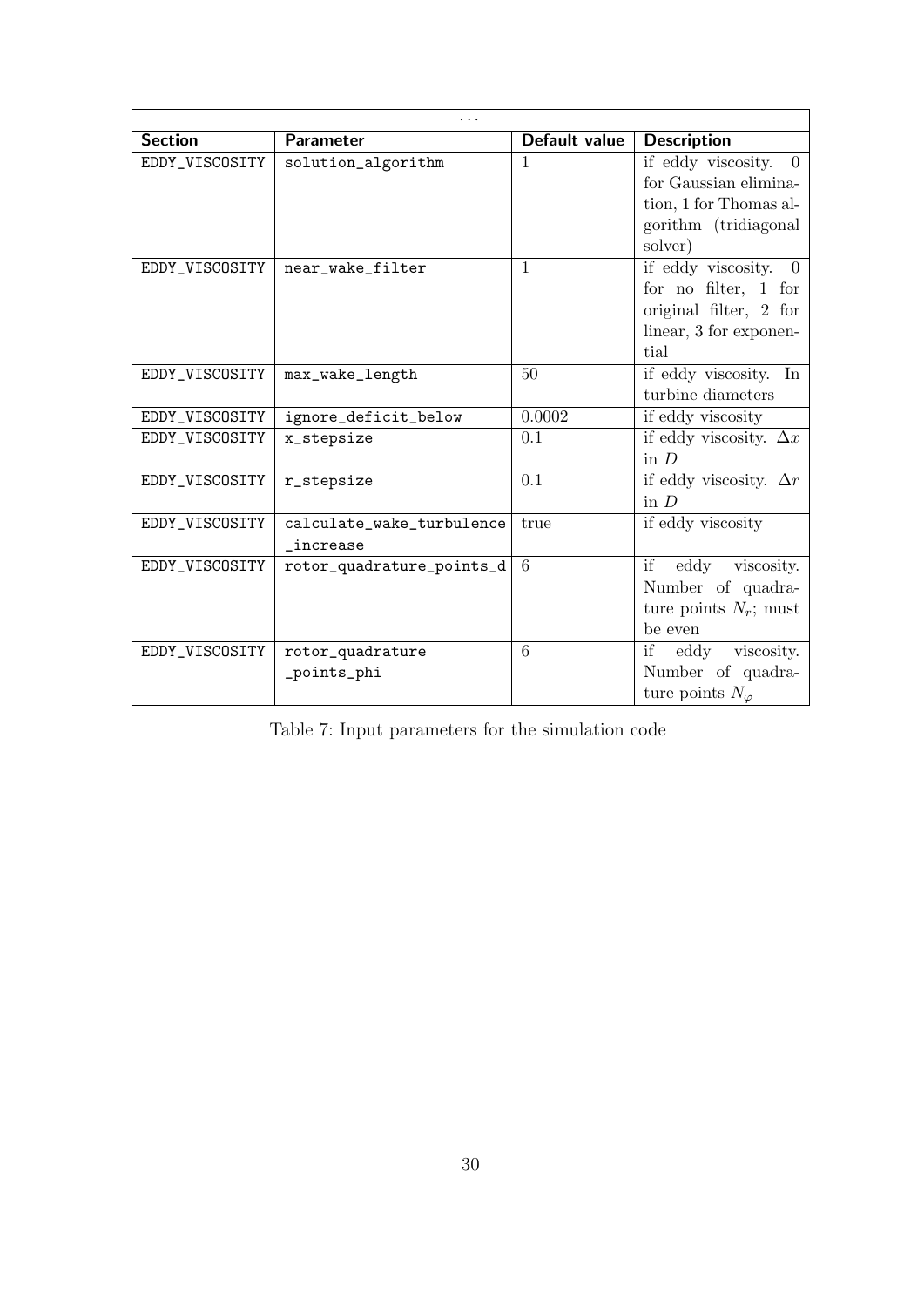| ... | | | |
|---|---|---|---|
| **Section** | **Parameter** | **Default value** | **Description** |
| EDDY_VISCOSITY | solution_algorithm | 1 | if eddy viscosity. 0 for Gaussian elimination, 1 for Thomas algorithm (tridiagonal solver) |
| EDDY_VISCOSITY | near_wake_filter | 1 | if eddy viscosity. 0 for no filter, 1 for original filter, 2 for linear, 3 for exponential |
| EDDY_VISCOSITY | max_wake_length | 50 | if eddy viscosity. In turbine diameters |
| EDDY_VISCOSITY | ignore_deficit_below | 0.0002 | if eddy viscosity |
| EDDY_VISCOSITY | x_stepsize | 0.1 | if eddy viscosity. $\Delta x$ in $D$ |
| EDDY_VISCOSITY | r_stepsize | 0.1 | if eddy viscosity. $\Delta r$ in $D$ |
| EDDY_VISCOSITY | calculate_wake_turbulence_increase | true | if eddy viscosity |
| EDDY_VISCOSITY | rotor_quadrature_points_d | 6 | if eddy viscosity. Number of quadrature points $N_r$; must be even |
| EDDY_VISCOSITY | rotor_quadrature_points_phi | 6 | if eddy viscosity. Number of quadrature points $N_\varphi$ |

Table 7: Input parameters for the simulation code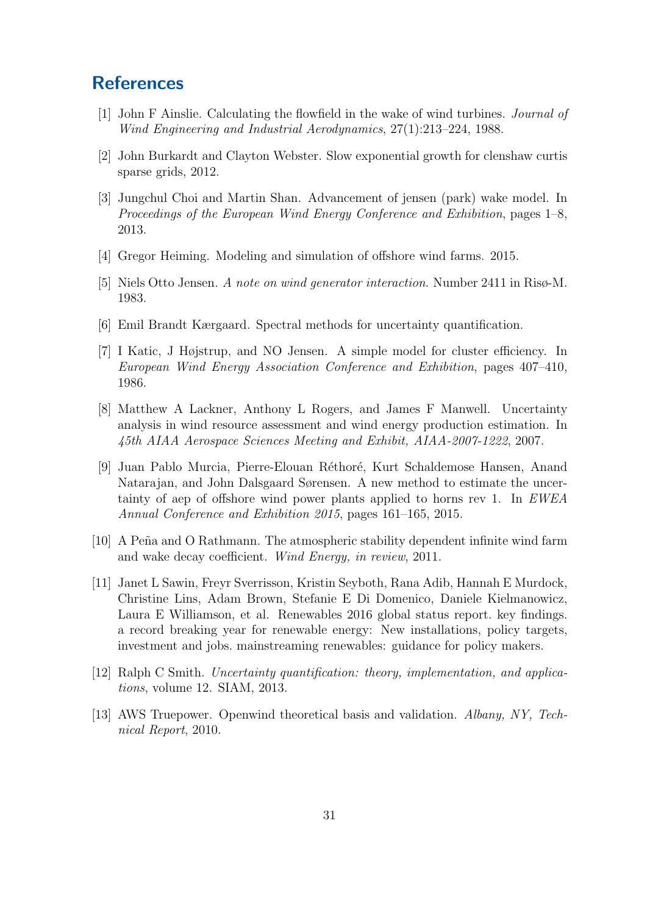# References

[1] John F Ainslie. Calculating the flowfield in the wake of wind turbines. *Journal of Wind Engineering and Industrial Aerodynamics*, 27(1):213–224, 1988.

[2] John Burkardt and Clayton Webster. Slow exponential growth for clenshaw curtis sparse grids, 2012.

[3] Jungchul Choi and Martin Shan. Advancement of jensen (park) wake model. In *Proceedings of the European Wind Energy Conference and Exhibition*, pages 1–8, 2013.

[4] Gregor Heiming. Modeling and simulation of offshore wind farms. 2015.

[5] Niels Otto Jensen. *A note on wind generator interaction*. Number 2411 in Risø-M. 1983.

[6] Emil Brandt Kærgaard. Spectral methods for uncertainty quantification.

[7] I Katic, J Højstrup, and NO Jensen. A simple model for cluster efficiency. In *European Wind Energy Association Conference and Exhibition*, pages 407–410, 1986.

[8] Matthew A Lackner, Anthony L Rogers, and James F Manwell. Uncertainty analysis in wind resource assessment and wind energy production estimation. In *45th AIAA Aerospace Sciences Meeting and Exhibit, AIAA-2007-1222*, 2007.

[9] Juan Pablo Murcia, Pierre-Elouan Réthoré, Kurt Schaldemose Hansen, Anand Natarajan, and John Dalsgaard Sørensen. A new method to estimate the uncertainty of aep of offshore wind power plants applied to horns rev 1. In *EWEA Annual Conference and Exhibition 2015*, pages 161–165, 2015.

[10] A Peña and O Rathmann. The atmospheric stability dependent infinite wind farm and wake decay coefficient. *Wind Energy, in review*, 2011.

[11] Janet L Sawin, Freyr Sverrisson, Kristin Seyboth, Rana Adib, Hannah E Murdock, Christine Lins, Adam Brown, Stefanie E Di Domenico, Daniele Kielmanowicz, Laura E Williamson, et al. Renewables 2016 global status report. key findings. a record breaking year for renewable energy: New installations, policy targets, investment and jobs. mainstreaming renewables: guidance for policy makers.

[12] Ralph C Smith. *Uncertainty quantification: theory, implementation, and applications*, volume 12. SIAM, 2013.

[13] AWS Truepower. Openwind theoretical basis and validation. *Albany, NY, Technical Report*, 2010.